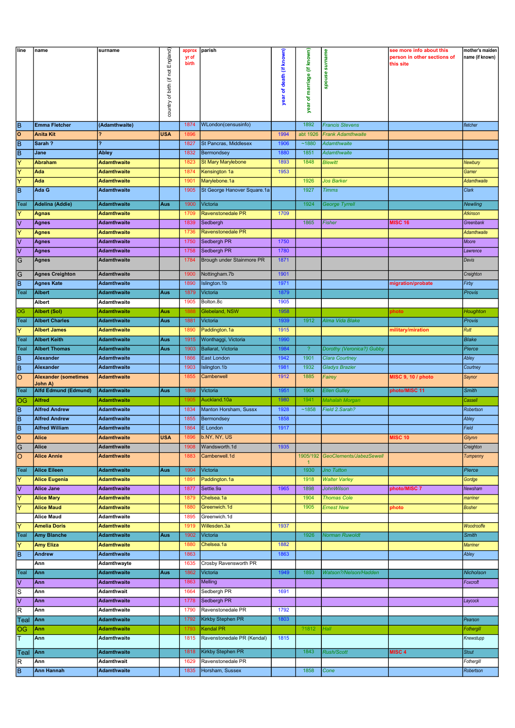| line | name | surname | country of birth (if not England) | approx yr of birth | parish | year of death (if known) | year of marriage (if known) | spouse surname | see more info about this person in other sections of this site | mother's maiden name (if known) |
|---|---|---|---|---|---|---|---|---|---|---|
| B | Emma Fletcher | (Adamthwaite) | | 1874 | WLondon(censusinfo) | | 1892 | Francis Stevens | | fletcher |
| O | Anita Kit | ? | USA | 1896 | | 1994 | abt 1926 | Frank Adamthwaite | | |
| B | Sarah ? | ? | | 1827 | St Pancras, Middlesex | 1906 | ~1880 | Adamthwaite | | |
| B | Jane | Abley | | 1832 | Bermondsey | 1880 | 1851 | Adamthwaite | | |
| Y | Abraham | Adamthwaite | | 1823 | St Mary Marylebone | 1893 | 1848 | Blewitt | | Newbury |
| Y | Ada | Adamthwaite | | 1874 | Kensington 1a | 1953 | | | | Garner |
| Y | Ada | Adamthwaite | | 1901 | Marylebone.1a | | 1926 | Jos Barker | | Adamthwaite |
| B | Ada G | Adamthwaite | | 1905 | St George Hanover Square.1a | | 1927 | Timms | | Clark |
| Teal | Adelina (Addie) | Adamthwaite | Aus | 1900 | Victoria | | 1924 | George Tyrrell | | Newling |
| Y | Agnas | Adamthwaite | | 1709 | Ravenstonedale PR | 1709 | | | | Atkinson |
| V | Agnes | Adamthwaite | | 1839 | Sedbergh | | 1865 | Fisher | MISC 16 | Greenbank |
| Y | Agnes | Adamthwaite | | 1736 | Ravenstonedale PR | | | | | Adamthwaite |
| V | Agnes | Adamthwaite | | 1750 | Sedbergh PR | 1750 | | | | Moore |
| V | Agnes | Adamthwaite | | 1758 | Sedbergh PR | 1780 | | | | Lawrence |
| G | Agnes | Adamthwaite | | 1784 | Brough under Stainmore PR | 1871 | | | | Devis |
| G | Agnes Creighton | Adamthwaite | | 1900 | Nottingham.7b | 1901 | | | | Creighton |
| B | Agnes Kate | Adamthwaite | | 1890 | Islington.1b | 1971 | | | migration/probate | Firby |
| Teal | Albert | Adamthwaite | Aus | 1879 | Victoria | 1879 | | | | Provis |
| | Albert | Adamthwaite | | 1905 | Bolton.8c | 1905 | | | | |
| OG | Albert (Sol) | Adamthwaite | Aus | 1888 | Glebeland, NSW | 1958 | | | photo | Houghton |
| Teal | Albert Charles | Adamthwaite | Aus | 1881 | Victoria | 1939 | 1912 | Alma Vida Blake | | Provis |
| Y | Albert James | Adamthwaite | | 1890 | Paddington.1a | 1915 | | | military/miration | Rutt |
| Teal | Albert Keith | Adamthwaite | Aus | 1915 | Wonthaggi, Victoria | 1990 | | | | Blake |
| Teal | Albert Thomas | Adamthwaite | Aus | 1903 | Ballarat, Victoria | 1984 | ? | Dorothy (Veronica?) Gubby | | Pierce |
| B | Alexander | Adamthwaite | | 1866 | East London | 1942 | 1901 | Clara Courtney | | Abley |
| B | Alexander | Adamthwaite | | 1903 | Islington.1b | 1981 | 1932 | Gladys Brazier | | Courtney |
| O | Alexander (sometimes John A) | Adamthwaite | | 1855 | Camberwell | 1912 | 1885 | Fairey | MISC 9, 10 / photo | Saynor |
| Teal | Alfd Edmund (Edmund) | Adamthwaite | Aus | 1869 | Victoria | 1951 | 1904 | Ellen Gulley | photo/MISC 11 | Smith |
| OG | Alfred | Adamthwaite | | 1905 | Auckland.10a | 1980 | 1941 | Mahalah Morgan | | Cassell |
| B | Alfred Andrew | Adamthwaite | | 1834 | Manton Horsham, Sussx | 1928 | ~1858 | Field 2.Sarah? | | Robertson |
| B | Alfred Andrew | Adamthwaite | | 1855 | Bermondsey | 1858 | | | | Abley |
| B | Alfred William | Adamthwaite | | 1864 | E London | 1917 | | | | Field |
| O | Alice | Adamthwaite | USA | 1896 | b.NY, NY, US | | | | MISC 10 | Glynn |
| G | Alice | Adamthwaite | | 1908 | Wandsworth.1d | 1935 | | | | Creighton |
| O | Alice Annie | Adamthwaite | | 1883 | Camberwell.1d | | 1905/1921 | GeoClements/JabezSewell | | Tumpenny |
| Teal | Alice Eileen | Adamthwaite | Aus | 1904 | Victoria | | 1930 | Jno Tutton | | Pierce |
| Y | Alice Eugenia | Adamthwaite | | 1891 | Paddington.1a | | 1918 | Walter Varley | | Gordge |
| V | Alice Jane | Adamthwaite | | 1877 | Settle.9a | 1965 | 1898 | JohnWilson | photo/MISC 7 | Newsham |
| Y | Alice Mary | Adamthwaite | | 1879 | Chelsea.1a | | 1904 | Thomas Cole | | marriner |
| Y | Alice Maud | Adamthwaite | | 1880 | Greenwich.1d | | 1905 | Ernest New | photo | Bosher |
| | Alice Maud | Adamthwaite | | 1895 | Greenwich.1d | | | | | |
| Y | Amelia Doris | Adamthwaite | | 1919 | Willesden.3a | 1937 | | | | Woodrooffe |
| Teal | Amy Blanche | Adamthwaite | Aus | 1902 | Victoria | | 1926 | Norman Ruwoldt | | Smith |
| Y | Amy Eliza | Adamthwaite | | 1880 | Chelsea.1a | 1882 | | | | Marriner |
| B | Andrew | Adamthwaite | | 1863 | | 1863 | | | | Abley |
| | Ann | Adamthwayte | | 1635 | Crosby Ravensworth PR | | | | | |
| Teal | Ann | Adamthwaite | Aus | 1862 | Victoria | 1949 | 1893 | Watson?/Nelson/Hadden | | Nicholson |
| V | Ann | Adamthwaite | | 1863 | Melling | | | | | Foxcroft |
| S | Ann | Adamthwait | | 1664 | Sedbergh PR | 1691 | | | | |
| V | Ann | Adamthwaite | | 1778 | Sedbergh PR | | | | | Laycock |
| R | Ann | Adamthwaite | | 1790 | Ravenstonedale PR | 1792 | | | | |
| Teal | Ann | Adamthwaite | | 1792 | Kirkby Stephen PR | 1803 | | | | Pearson |
| OG | Ann | Adamthwaite | | 1793 | Kendal PR | | ?1812 | Hall | | Fothergill |
| T | Ann | Adamthwaite | | 1815 | Ravenstonedale PR (Kendal) | 1815 | | | | Knewstupp |
| Teal | Ann | Adamthwaite | | 1818 | Kirkby Stephen PR | | 1843 | Rush/Scott | MISC 4 | Stout |
| R | Ann | Adamthwait | | 1629 | Ravenstonedale PR | | | | | Fothergill |
| B | Ann Hannah | Adamthwaite | | 1835 | Horsham, Sussex | | 1858 | Cone | | Robertson |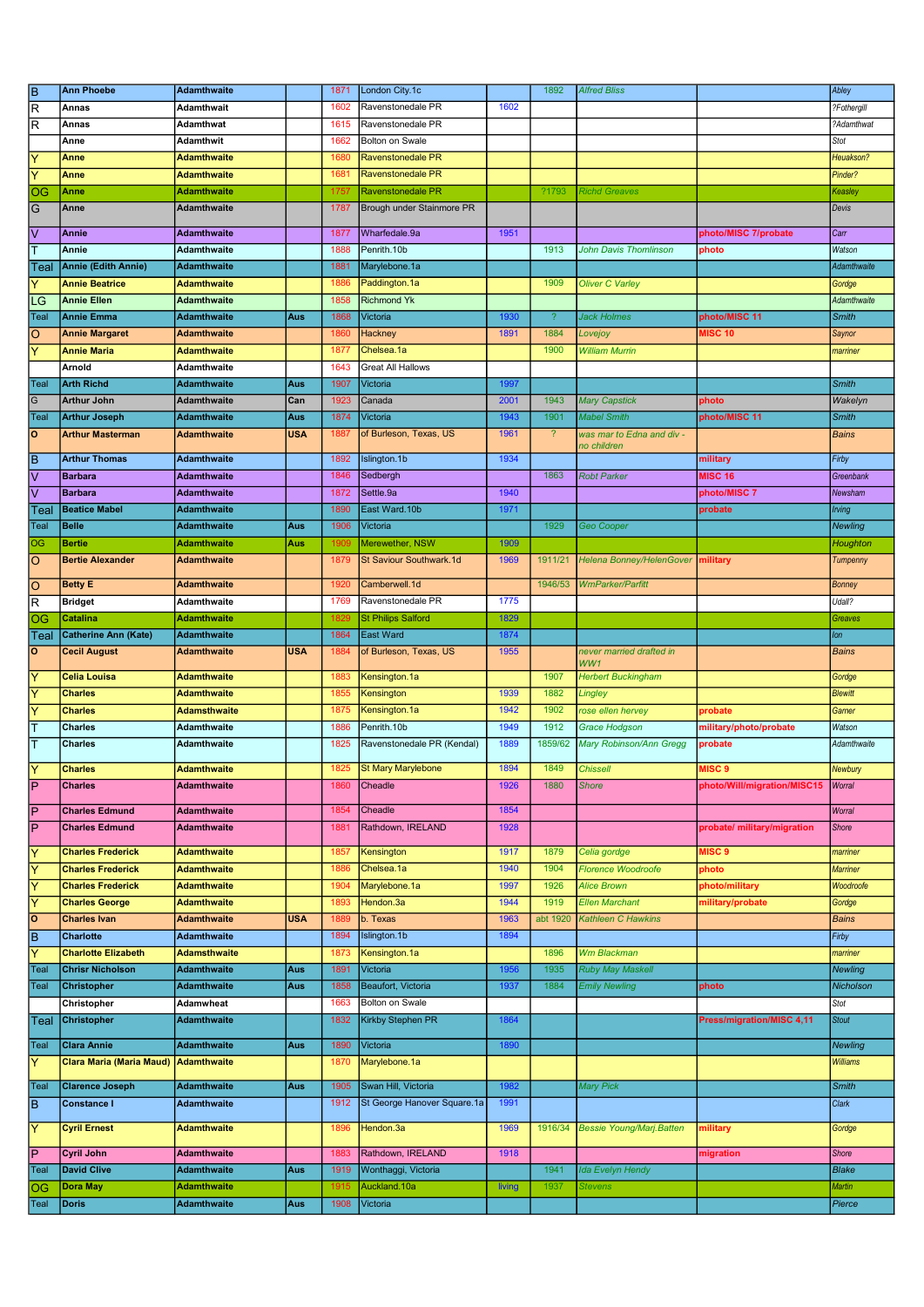| B | Ann Phoebe | Adamthwaite | | 1871 | London City.1c | | 1892 | Alfred Bliss | | Abley |
|---|---|---|---|---|---|---|---|---|---|---|
| R | Annas | Adamthwait | | 1602 | Ravenstonedale PR | 1602 | | | | ?Fothergill |
| R | Annas | Adamthwat | | 1615 | Ravenstonedale PR | | | | | ?Adamthwat |
| | Anne | Adamthwit | | 1662 | Bolton on Swale | | | | | Stot |
| Y | Anne | Adamthwaite | | 1680 | Ravenstonedale PR | | | | | Heuakson? |
| Y | Anne | Adamthwaite | | 1681 | Ravenstonedale PR | | | | | Pinder? |
| OG | Anne | Adamthwaite | | 1757 | Ravenstonedale PR | | ?1793 | Richd Greaves | | Keasley |
| G | Anne | Adamthwaite | | 1787 | Brough under Stainmore PR | | | | | Devis |
| V | Annie | Adamthwaite | | 1877 | Wharfedale.9a | 1951 | | | photo/MISC 7/probate | Carr |
| T | Annie | Adamthwaite | | 1888 | Penrith.10b | | 1913 | John Davis Thomlinson | photo | Watson |
| Teal | Annie (Edith Annie) | Adamthwaite | | 1881 | Marylebone.1a | | | | | Adamthwaite |
| Y | Annie Beatrice | Adamthwaite | | 1886 | Paddington.1a | | 1909 | Oliver C Varley | | Gordge |
| LG | Annie Ellen | Adamthwaite | | 1858 | Richmond Yk | | | | | Adamthwaite |
| Teal | Annie Emma | Adamthwaite | Aus | 1868 | Victoria | 1930 | ? | Jack Holmes | photo/MISC 11 | Smith |
| O | Annie Margaret | Adamthwaite | | 1860 | Hackney | 1891 | 1884 | Lovejoy | MISC 10 | Saynor |
| Y | Annie Maria | Adamthwaite | | 1877 | Chelsea.1a | | 1900 | William Murrin | | marriner |
| | Arnold | Adamthwaite | | 1643 | Great All Hallows | | | | | |
| Teal | Arth Richd | Adamthwaite | Aus | 1907 | Victoria | 1997 | | | | Smith |
| G | Arthur John | Adamthwaite | Can | 1923 | Canada | 2001 | 1943 | Mary Capstick | photo | Wakelyn |
| Teal | Arthur Joseph | Adamthwaite | Aus | 1874 | Victoria | 1943 | 1901 | Mabel Smith | photo/MISC 11 | Smith |
| O | Arthur Masterman | Adamthwaite | USA | 1887 | of Burleson, Texas, US | 1961 | ? | was mar to Edna and div - no children | | Bains |
| B | Arthur Thomas | Adamthwaite | | 1892 | Islington.1b | 1934 | | | military | Firby |
| V | Barbara | Adamthwaite | | 1846 | Sedbergh | | 1863 | Robt Parker | MISC 16 | Greenbank |
| V | Barbara | Adamthwaite | | 1872 | Settle.9a | 1940 | | | photo/MISC 7 | Newsham |
| Teal | Beatice Mabel | Adamthwaite | | 1890 | East Ward.10b | 1971 | | | probate | Irving |
| Teal | Belle | Adamthwaite | Aus | 1906 | Victoria | | 1929 | Geo Cooper | | Newling |
| OG | Bertie | Adamthwaite | Aus | 1909 | Merewether, NSW | 1909 | | | | Houghton |
| O | Bertie Alexander | Adamthwaite | | 1879 | St Saviour Southwark.1d | 1969 | 1911/21 | Helena Bonney/HelenGover | military | Tumpenny |
| O | Betty E | Adamthwaite | | 1920 | Camberwell.1d | | 1946/53 | WmParker/Parfitt | | Bonney |
| R | Bridget | Adamthwaite | | 1769 | Ravenstonedale PR | 1775 | | | | Udall? |
| OG | Catalina | Adamthwaite | | 1829 | St Philips Salford | 1829 | | | | Greaves |
| Teal | Catherine Ann (Kate) | Adamthwaite | | 1864 | East Ward | 1874 | | | | Ion |
| O | Cecil August | Adamthwaite | USA | 1884 | of Burleson, Texas, US | 1955 | | never married drafted in WW1 | | Bains |
| Y | Celia Louisa | Adamthwaite | | 1883 | Kensington.1a | | 1907 | Herbert Buckingham | | Gordge |
| Y | Charles | Adamthwaite | | 1855 | Kensington | 1939 | 1882 | Lingley | | Blewitt |
| Y | Charles | Adamsthwaite | | 1875 | Kensington.1a | 1942 | 1902 | rose ellen hervey | probate | Gamer |
| T | Charles | Adamthwaite | | 1886 | Penrith.10b | 1949 | 1912 | Grace Hodgson | military/photo/probate | Watson |
| T | Charles | Adamthwaite | | 1825 | Ravenstonedale PR (Kendal) | 1889 | 1859/62 | Mary Robinson/Ann Gregg | probate | Adamthwaite |
| Y | Charles | Adamthwaite | | 1825 | St Mary Marylebone | 1894 | 1849 | Chissell | MISC 9 | Newbury |
| P | Charles | Adamthwaite | | 1860 | Cheadle | 1926 | 1880 | Shore | photo/Will/migration/MISC15 | Worral |
| P | Charles Edmund | Adamthwaite | | 1854 | Cheadle | 1854 | | | | Worral |
| P | Charles Edmund | Adamthwaite | | 1881 | Rathdown, IRELAND | 1928 | | | probate/ military/migration | Shore |
| Y | Charles Frederick | Adamthwaite | | 1857 | Kensington | 1917 | 1879 | Celia gordge | MISC 9 | marriner |
| Y | Charles Frederick | Adamthwaite | | 1886 | Chelsea.1a | 1940 | 1904 | Florence Woodroofe | photo | Marriner |
| Y | Charles Frederick | Adamthwaite | | 1904 | Marylebone.1a | 1997 | 1926 | Alice Brown | photo/military | Woodroofe |
| Y | Charles George | Adamthwaite | | 1893 | Hendon.3a | 1944 | 1919 | Ellen Marchant | military/probate | Gordge |
| O | Charles Ivan | Adamthwaite | USA | 1889 | b. Texas | 1963 | abt 1920 | Kathleen C Hawkins | | Bains |
| B | Charlotte | Adamthwaite | | 1894 | Islington.1b | 1894 | | | | Firby |
| Y | Charlotte Elizabeth | Adamsthwaite | | 1873 | Kensington.1a | | 1896 | Wm Blackman | | marriner |
| Teal | Chrisr Nicholson | Adamthwaite | Aus | 1891 | Victoria | 1956 | 1935 | Ruby May Maskell | | Newling |
| Teal | Christopher | Adamthwaite | Aus | 1858 | Beaufort, Victoria | 1937 | 1884 | Emily Newling | photo | Nicholson |
| | Christopher | Adamwheat | | 1663 | Bolton on Swale | | | | | Stot |
| Teal | Christopher | Adamthwaite | | 1832 | Kirkby Stephen PR | 1864 | | | Press/migration/MISC 4,11 | Stout |
| Teal | Clara Annie | Adamthwaite | Aus | 1890 | Victoria | 1890 | | | | Newling |
| Y | Clara Maria (Maria Maud) | Adamthwaite | | 1870 | Marylebone.1a | | | | | Williams |
| Teal | Clarence Joseph | Adamthwaite | Aus | 1905 | Swan Hill, Victoria | 1982 | | Mary Pick | | Smith |
| B | Constance I | Adamthwaite | | 1912 | St George Hanover Square.1a | 1991 | | | | Clark |
| Y | Cyril Ernest | Adamthwaite | | 1896 | Hendon.3a | 1969 | 1916/34 | Bessie Young/Marj.Batten | military | Gordge |
| P | Cyril John | Adamthwaite | | 1883 | Rathdown, IRELAND | 1918 | | | migration | Shore |
| Teal | David Clive | Adamthwaite | Aus | 1919 | Wonthaggi, Victoria | | 1941 | Ida Evelyn Hendy | | Blake |
| OG | Dora May | Adamthwaite | | 1915 | Auckland.10a | living | 1937 | Stevens | | Martin |
| Teal | Doris | Adamthwaite | Aus | 1908 | Victoria | | | | | Pierce |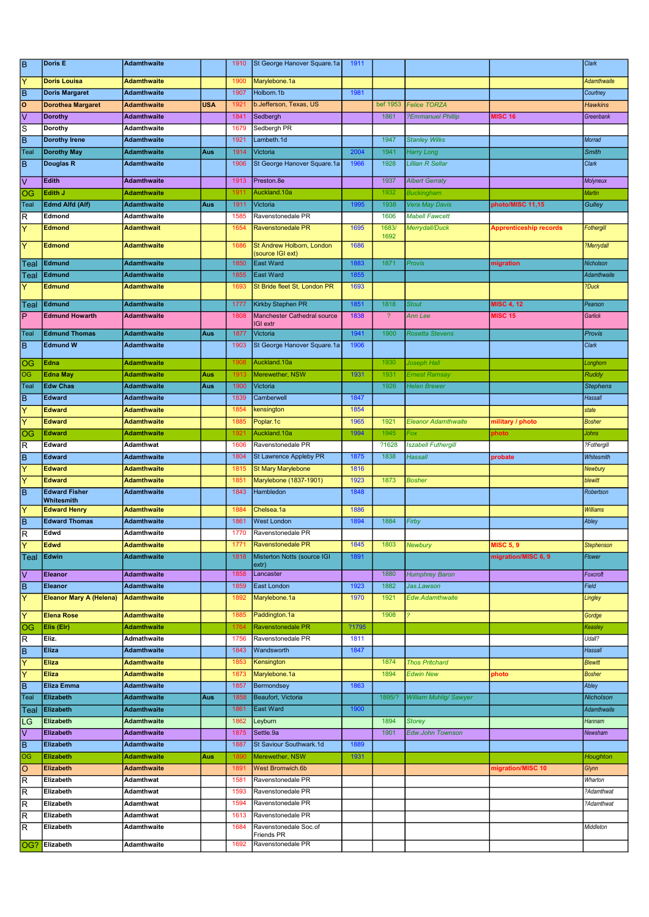| | | | | | | | | | | |
|---|---|---|---|---|---|---|---|---|---|---|
| B | Doris E | Adamthwaite | | 1910 | St George Hanover Square.1a | 1911 | | | | Clark |
| Y | Doris Louisa | Adamthwaite | | 1900 | Marylebone.1a | | | | | Adamthwaite |
| B | Doris Margaret | Adamthwaite | | 1907 | Holborn.1b | 1981 | | | | Courtney |
| O | Dorothea Margaret | Adamthwaite | USA | 1921 | b.Jefferson, Texas, US | | bef 1953 | Felice TORZA | | Hawkins |
| V | Dorothy | Adamthwaite | | 1841 | Sedbergh | | 1861 | ?Emmanuel Phillip | MISC 16 | Greenbank |
| S | Dorothy | Adamthwaite | | 1679 | Sedbergh PR | | | | | |
| B | Dorothy Irene | Adamthwaite | | 1921 | Lambeth.1d | | 1947 | Stanley Wilks | | Morrad |
| Teal | Dorothy May | Adamthwaite | Aus | 1914 | Victoria | 2004 | 1941 | Harry Long | | Smith |
| B | Douglas R | Adamthwaite | | 1906 | St George Hanover Square.1a | 1966 | 1928 | Lillian R Sellar | | Clark |
| V | Edith | Adamthwaite | | 1913 | Preston.8e | | 1937 | Albert Gerraty | | Molyneux |
| OG | Edith J | Adamthwaite | | 1911 | Auckland.10a | | 1932 | Buckingham | | Martin |
| Teal | Edmd Alfd (Alf) | Adamthwaite | Aus | 1911 | Victoria | 1995 | 1938 | Vera May Davis | photo/MISC 11,15 | Gulley |
| R | Edmond | Adamthwaite | | 1585 | Ravenstonedale PR | | 1606 | Mabell Fawcett | | |
| Y | Edmond | Adamthwait | | 1654 | Ravenstonedale PR | 1695 | 1683/ 1692 | Merrydall/Duck | Apprenticeship records | Fothergill |
| Y | Edmond | Adamthwaite | | 1686 | St Andrew Holborn, London (source IGI ext) | 1686 | | | | ?Merrydall |
| Teal | Edmund | Adamthwaite | | 1850 | East Ward | 1883 | 1871 | Provis | migration | Nicholson |
| Teal | Edmund | Adamthwaite | | 1855 | East Ward | 1855 | | | | Adamthwaite |
| Y | Edmund | Adamthwaite | | 1693 | St Bride fleet St, London PR | 1693 | | | | ?Duck |
| Teal | Edmund | Adamthwaite | | 1777 | Kirkby Stephen PR | 1851 | 1818 | Stout | MISC 4, 12 | Pearson |
| P | Edmund Howarth | Adamthwaite | | 1808 | Manchester Cathedral source IGI extr | 1838 | ? | Ann Lee | MISC 15 | Garlick |
| Teal | Edmund Thomas | Adamthwaite | Aus | 1877 | Victoria | 1941 | 1900 | Rosetta Stevens | | Provis |
| B | Edmund W | Adamthwaite | | 1903 | St George Hanover Square.1a | 1906 | | | | Clark |
| OG | Edna | Adamthwaite | | 1908 | Auckland.10a | | 1930 | Joseph Hall | | Longhorn |
| OG | Edna May | Adamthwaite | Aus | 1913 | Merewether, NSW | 1931 | 1931 | Ernest Ramsay | | Ruddy |
| Teal | Edw Chas | Adamthwaite | Aus | 1900 | Victoria | | 1926 | Helen Brewer | | Stephens |
| B | Edward | Adamthwaite | | 1839 | Camberwell | 1847 | | | | Hassall |
| Y | Edward | Adamthwaite | | 1854 | kensington | 1854 | | | | state |
| Y | Edward | Adamthwaite | | 1885 | Poplar.1c | 1965 | 1921 | Eleanor Adamthwaite | military / photo | Bosher |
| OG | Edward | Adamthwaite | | 1921 | Auckland.10a | 1994 | 1945 | Fox | photo | Johns |
| R | Edward | Adamthwat | | 1606 | Ravenstonedale PR | | ?1628 | Iszabell Futhergill | | ?Fothergill |
| B | Edward | Adamthwaite | | 1804 | St Lawrence Appleby PR | 1875 | 1838 | Hassall | probate | Whitesmith |
| Y | Edward | Adamthwaite | | 1815 | St Mary Marylebone | 1816 | | | | Newbury |
| Y | Edward | Adamthwaite | | 1851 | Marylebone (1837-1901) | 1923 | 1873 | Bosher | | blewitt |
| B | Edward Fisher Whitesmith | Adamthwaite | | 1843 | Hambledon | 1848 | | | | Robertson |
| Y | Edward Henry | Adamthwaite | | 1884 | Chelsea.1a | 1886 | | | | Williams |
| B | Edward Thomas | Adamthwaite | | 1861 | West London | 1894 | 1884 | Firby | | Abley |
| R | Edwd | Adamthwaite | | 1770 | Ravenstonedale PR | | | | | |
| Y | Edwd | Adamthwaite | | 1771 | Ravenstonedale PR | 1845 | 1803 | Newbury | MISC 5, 9 | Stephenson |
| Teal | Edwin | Adamthwaite | | 1818 | Misterton Notts (source IGI extr) | 1891 | | | migration/MISC 6, 9 | Flower |
| V | Eleanor | Adamthwaite | | 1858 | Lancaster | | 1880 | Humphrey Baron | | Foxcroft |
| B | Eleanor | Adamthwaite | | 1859 | East London | 1923 | 1882 | Jas.Lawson | | Field |
| Y | Eleanor Mary A (Helena) | Adamthwaite | | 1892 | Marylebone.1a | 1970 | 1921 | Edw.Adamthwaite | | Lingley |
| Y | Elena Rose | Adamthwaite | | 1885 | Paddington.1a | | 1908 | ? | | Gordge |
| OG | Elis (Elr) | Adamthwaite | | 1764 | Ravenstonedale PR | ?1795 | | | | Keasley |
| R | Eliz. | Adamthwaite | | 1756 | Ravenstonedale PR | 1811 | | | | Udall? |
| B | Eliza | Adamthwaite | | 1843 | Wandsworth | 1847 | | | | Hassall |
| Y | Eliza | Adamthwaite | | 1853 | Kensington | | 1874 | Thos Pritchard | | Blewitt |
| Y | Eliza | Adamthwaite | | 1873 | Marylebone.1a | | 1894 | Edwin New | photo | Bosher |
| B | Eliza Emma | Adamthwaite | | 1857 | Bermondsey | 1863 | | | | Abley |
| Teal | Elizabeth | Adamthwaite | Aus | 1858 | Beaufort, Victoria | | 1895/? | William Muhlig/ Sawyer | | Nicholson |
| Teal | Elizabeth | Adamthwaite | | 1861 | East Ward | 1900 | | | | Adamthwaite |
| LG | Elizabeth | Adamthwaite | | 1862 | Leyburn | | 1894 | Storey | | Hannam |
| V | Elizabeth | Adamthwaite | | 1875 | Settle.9a | | 1901 | Edw.John Townson | | Newsham |
| B | Elizabeth | Adamthwaite | | 1887 | St Saviour Southwark.1d | 1889 | | | | |
| OG | Elizabeth | Adamthwaite | Aus | 1890 | Merewether, NSW | 1931 | | | | Houghton |
| O | Elizabeth | Adamthwaite | | 1891 | West Bromwich.6b | | | | migration/MISC 10 | Glynn |
| R | Elizabeth | Adamthwat | | 1581 | Ravenstonedale PR | | | | | Wharton |
| R | Elizabeth | Adamthwat | | 1593 | Ravenstonedale PR | | | | | ?Adamthwat |
| R | Elizabeth | Adamthwat | | 1594 | Ravenstonedale PR | | | | | ?Adamthwat |
| R | Elizabeth | Adamthwat | | 1613 | Ravenstonedale PR | | | | | |
| R | Elizabeth | Adamthwaite | | 1684 | Ravenstonedale Soc.of Friends PR | | | | | Middleton |
| OG? | Elizabeth | Adamthwaite | | 1692 | Ravenstonedale PR | | | | | |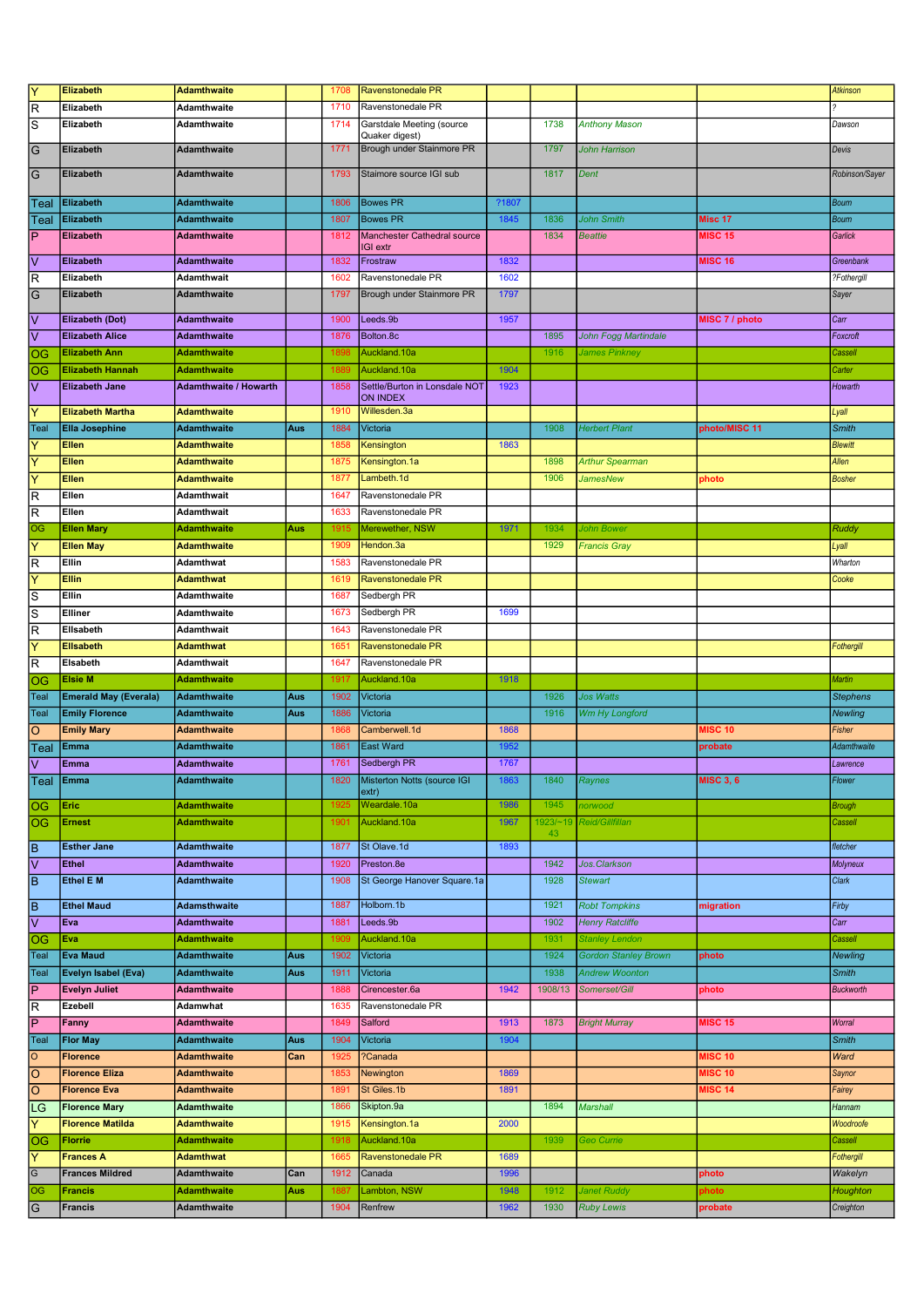| | | | | | | | | | | |
|---|---|---|---|---|---|---|---|---|---|---|
| Y | Elizabeth | Adamthwaite | | 1708 | Ravenstonedale PR | | | | | Atkinson |
| R | Elizabeth | Adamthwaite | | 1710 | Ravenstonedale PR | | | | | ? |
| S | Elizabeth | Adamthwaite | | 1714 | Garstdale Meeting (source Quaker digest) | | 1738 | Anthony Mason | | Dawson |
| G | Elizabeth | Adamthwaite | | 1771 | Brough under Stainmore PR | | 1797 | John Harrison | | Devis |
| G | Elizabeth | Adamthwaite | | 1793 | Staimore source IGI sub | | 1817 | Dent | | Robinson/Sayer |
| Teal | Elizabeth | Adamthwaite | | 1806 | Bowes PR | ?1807 | | | | Bourn |
| Teal | Elizabeth | Adamthwaite | | 1807 | Bowes PR | 1845 | 1836 | John Smith | Misc 17 | Bourn |
| P | Elizabeth | Adamthwaite | | 1812 | Manchester Cathedral source IGI extr | | 1834 | Beattie | MISC 15 | Garlick |
| V | Elizabeth | Adamthwaite | | 1832 | Frostraw | 1832 | | | MISC 16 | Greenbank |
| R | Elizabeth | Adamthwait | | 1602 | Ravenstonedale PR | 1602 | | | | ?Fothergill |
| G | Elizabeth | Adamthwaite | | 1797 | Brough under Stainmore PR | 1797 | | | | Sayer |
| V | Elizabeth (Dot) | Adamthwaite | | 1900 | Leeds.9b | 1957 | | | MISC 7 / photo | Carr |
| V | Elizabeth Alice | Adamthwaite | | 1876 | Bolton.8c | | 1895 | John Fogg Martindale | | Foxcroft |
| OG | Elizabeth Ann | Adamthwaite | | 1898 | Auckland.10a | | 1916 | James Pinkney | | Cassell |
| OG | Elizabeth Hannah | Adamthwaite | | 1889 | Auckland.10a | 1904 | | | | Carter |
| V | Elizabeth Jane | Adamthwaite / Howarth | | 1858 | Settle/Burton in Lonsdale NOT ON INDEX | 1923 | | | | Howarth |
| Y | Elizabeth Martha | Adamthwaite | | 1910 | Willesden.3a | | | | | Lyall |
| Teal | Ella Josephine | Adamthwaite | Aus | 1884 | Victoria | | 1908 | Herbert Plant | photo/MISC 11 | Smith |
| Y | Ellen | Adamthwaite | | 1858 | Kensington | 1863 | | | | Blewitt |
| Y | Ellen | Adamthwaite | | 1875 | Kensington.1a | | 1898 | Arthur Spearman | | Allen |
| Y | Ellen | Adamthwaite | | 1877 | Lambeth.1d | | 1906 | JamesNew | photo | Bosher |
| R | Ellen | Adamthwait | | 1647 | Ravenstonedale PR | | | | | |
| R | Ellen | Adamthwait | | 1633 | Ravenstonedale PR | | | | | |
| OG | Ellen Mary | Adamthwaite | Aus | 1915 | Merewether, NSW | 1971 | 1934 | John Bower | | Ruddy |
| Y | Ellen May | Adamthwaite | | 1909 | Hendon.3a | | 1929 | Francis Gray | | Lyall |
| R | Ellin | Adamthwat | | 1583 | Ravenstonedale PR | | | | | Wharton |
| Y | Ellin | Adamthwat | | 1619 | Ravenstonedale PR | | | | | Cooke |
| S | Ellin | Adamthwaite | | 1687 | Sedbergh PR | | | | | |
| S | Elliner | Adamthwaite | | 1673 | Sedbergh PR | 1699 | | | | |
| R | Ellsabeth | Adamthwait | | 1643 | Ravenstonedale PR | | | | | |
| Y | Ellsabeth | Adamthwat | | 1651 | Ravenstonedale PR | | | | | Fothergill |
| R | Elsabeth | Adamthwait | | 1647 | Ravenstonedale PR | | | | | |
| OG | Elsie M | Adamthwaite | | 1917 | Auckland.10a | 1918 | | | | Martin |
| Teal | Emerald May (Everala) | Adamthwaite | Aus | 1902 | Victoria | | 1926 | Jos Watts | | Stephens |
| Teal | Emily Florence | Adamthwaite | Aus | 1886 | Victoria | | 1916 | Wm Hy Longford | | Newling |
| O | Emily Mary | Adamthwaite | | 1868 | Camberwell.1d | 1868 | | | MISC 10 | Fisher |
| Teal | Emma | Adamthwaite | | 1861 | East Ward | 1952 | | | probate | Adamthwaite |
| V | Emma | Adamthwaite | | 1761 | Sedbergh PR | 1767 | | | | Lawrence |
| Teal | Emma | Adamthwaite | | 1820 | Misterton Notts (source IGI extr) | 1863 | 1840 | Raynes | MISC 3, 6 | Flower |
| OG | Eric | Adamthwaite | | 1925 | Weardale.10a | 1986 | 1945 | norwood | | Brough |
| OG | Ernest | Adamthwaite | | 1901 | Auckland.10a | 1967 | 1923/~1943 | Reid/Gillfillan | | Cassell |
| B | Esther Jane | Adamthwaite | | 1877 | St Olave.1d | 1893 | | | | fletcher |
| V | Ethel | Adamthwaite | | 1920 | Preston.8e | | 1942 | Jos.Clarkson | | Molyneux |
| B | Ethel E M | Adamthwaite | | 1908 | St George Hanover Square.1a | | 1928 | Stewart | | Clark |
| B | Ethel Maud | Adamsthwaite | | 1887 | Holborn.1b | | 1921 | Robt Tompkins | migration | Firby |
| V | Eva | Adamthwaite | | 1881 | Leeds.9b | | 1902 | Henry Ratcliffe | | Carr |
| OG | Eva | Adamthwaite | | 1909 | Auckland.10a | | 1931 | Stanley Lendon | | Cassell |
| Teal | Eva Maud | Adamthwaite | Aus | 1902 | Victoria | | 1924 | Gordon Stanley Brown | photo | Newling |
| Teal | Evelyn Isabel (Eva) | Adamthwaite | Aus | 1911 | Victoria | | 1938 | Andrew Woonton | | Smith |
| P | Evelyn Juliet | Adamthwaite | | 1888 | Cirencester.6a | 1942 | 1908/13 | Somerset/Gill | photo | Buckworth |
| R | Ezebell | Adamwhat | | 1635 | Ravenstonedale PR | | | | | |
| P | Fanny | Adamthwaite | | 1849 | Salford | 1913 | 1873 | Bright Murray | MISC 15 | Worral |
| Teal | Flor May | Adamthwaite | Aus | 1904 | Victoria | 1904 | | | | Smith |
| O | Florence | Adamthwaite | Can | 1925 | ?Canada | | | | MISC 10 | Ward |
| O | Florence Eliza | Adamthwaite | | 1853 | Newington | 1869 | | | MISC 10 | Saynor |
| O | Florence Eva | Adamthwaite | | 1891 | St Giles.1b | 1891 | | | MISC 14 | Fairey |
| LG | Florence Mary | Adamthwaite | | 1866 | Skipton.9a | | 1894 | Marshall | | Hannam |
| Y | Florence Matilda | Adamthwaite | | 1915 | Kensington.1a | 2000 | | | | Woodroofe |
| OG | Florrie | Adamthwaite | | 1918 | Auckland.10a | | 1939 | Geo Currie | | Cassell |
| Y | Frances A | Adamthwat | | 1665 | Ravenstonedale PR | 1689 | | | | Fothergill |
| G | Frances Mildred | Adamthwaite | Can | 1912 | Canada | 1996 | | | photo | Wakelyn |
| OG | Francis | Adamthwaite | Aus | 1887 | Lambton, NSW | 1948 | 1912 | Janet Ruddy | photo | Houghton |
| G | Francis | Adamthwaite | | 1904 | Renfrew | 1962 | 1930 | Ruby Lewis | probate | Creighton |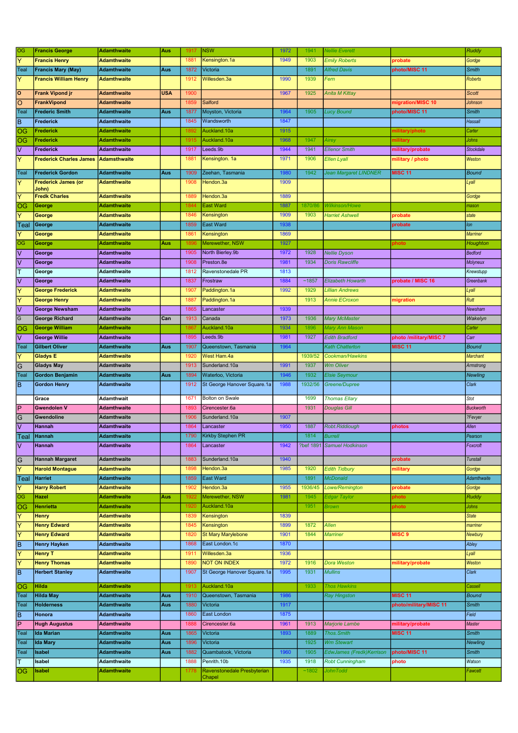| | | | | | | | | | | |
|---|---|---|---|---|---|---|---|---|---|---|
| OG | Francis George | Adamthwaite | Aus | 1917 | NSW | 1972 | 1941 | Nellie Everett | | Ruddy |
| Y | Francis Henry | Adamthwaite | | 1881 | Kensington.1a | 1949 | 1903 | Emily Roberts | probate | Gordge |
| Teal | Francis Mary (May) | Adamthwaite | Aus | 1872 | Victoria | | 1891 | Alfred Davis | photo/MISC 11 | Smith |
| Y | Francis William Henry | Adamthwaite | | 1912 | Willesden.3a | 1990 | 1939 | Fern | | Roberts |
| O | Frank Vipond jr | Adamthwaite | USA | 1900 | | 1967 | 1925 | Anita M Kittay | | Scott |
| O | FrankVipond | Adamthwaite | | 1859 | Salford | | | | migration/MISC 10 | Johnson |
| Teal | Frederic Smith | Adamthwaite | Aus | 1877 | Moyston, Victoria | 1964 | 1905 | Lucy Bound | photo/MISC 11 | Smith |
| B | Frederick | Adamthwaite | | 1845 | Wandsworth | 1847 | | | | Hassall |
| OG | Frederick | Adamthwaite | | 1892 | Auckland.10a | 1915 | | | military/photo | Carter |
| OG | Frederick | Adamthwaite | | 1915 | Auckland.10a | 1968 | 1947 | Airey | military | Johns |
| V | Frederick | Adamthwaite | | 1917 | Leeds.9b | 1944 | 1941 | Ellenor Smith | military/probate | Stockdale |
| Y | Frederick Charles James | Adamsthwaite | | 1881 | Kensington. 1a | 1971 | 1906 | Ellen Lyall | military / photo | Weston |
| Teal | Frederick Gordon | Adamthwaite | Aus | 1909 | Zeehan, Tasmania | 1980 | 1942 | Jean Margaret LINDNER | MISC 11 | Bound |
| Y | Frederick James (or John) | Adamthwaite | | 1908 | Hendon.3a | 1909 | | | | Lyall |
| Y | Fredk Charles | Adamthwaite | | 1889 | Hendon.3a | 1889 | | | | Gordge |
| OG | George | Adamthwaite | | 1844 | East Ward | 1887 | 1870/86 | Wilkinson/Howe | | mason |
| Y | George | Adamthwaite | | 1846 | Kensington | 1909 | 1903 | Harriet Ashwell | probate | state |
| Teal | George | Adamthwaite | | 1859 | East Ward | 1938 | | | probate | Ion |
| Y | George | Adamthwaite | | 1861 | Kensington | 1869 | | | | Marriner |
| OG | George | Adamthwaite | Aus | 1896 | Merewether, NSW | 1927 | | | photo | Houghton |
| V | George | Adamthwaite | | 1905 | North Bierley.9b | 1972 | 1928 | Nellie Dyson | | Bedford |
| V | George | Adamthwaite | | 1908 | Preston.8e | 1981 | 1934 | Doris Rawcliffe | | Molyneux |
| T | George | Adamthwaite | | 1812 | Ravenstonedale PR | 1813 | | | | Knewstupp |
| V | George | Adamthwaite | | 1837 | Frostraw | 1884 | ~1857 | Elizabeth Howarth | probate / MISC 16 | Greenbank |
| Y | George Frederick | Adamthwaite | | 1907 | Paddington.1a | 1992 | 1929 | Lillian Andrews | | Lyall |
| Y | George Henry | Adamthwaite | | 1887 | Paddington.1a | | 1913 | Annie ECroxon | migration | Rutt |
| V | George Newsham | Adamthwaite | | 1865 | Lancaster | 1939 | | | | Newsham |
| G | George Richard | Adamthwaite | Can | 1913 | Canada | 1973 | 1936 | Mary McMaster | | Wakelyn |
| OG | George William | Adamthwaite | | 1867 | Auckland.10a | 1934 | 1896 | Mary Ann Mason | | Carter |
| V | George Willie | Adamthwaite | | 1895 | Leeds.9b | 1981 | 1927 | Edith Bradford | photo /military/MISC 7 | Carr |
| Teal | Gilbert Oliver | Adamthwaite | Aus | 1907 | Queenstown, Tasmania | 1964 | | Kath Chatterton | MISC 11 | Bound |
| Y | Gladys E | Adamthwaite | | 1920 | West Ham.4a | | 1939/52 | Cookman/Hawkins | | Marchant |
| G | Gladys May | Adamthwaite | | 1913 | Sunderland.10a | 1991 | 1937 | Wm Oliver | | Armstrong |
| Teal | Gordon Benjamin | Adamthwaite | Aus | 1894 | Waterloo, Victoria | 1946 | 1932 | Elsie Seymour | | Newling |
| B | Gordon Henry | Adamthwaite | | 1912 | St George Hanover Square.1a | 1988 | 1932/56 | Greene/Dupree | | Clark |
| | Grace | Adamthwait | | 1671 | Bolton on Swale | | 1699 | Thomas Ellary | | Stot |
| P | Gwendolen V | Adamthwaite | | 1893 | Cirencester.6a | | 1931 | Douglas Gill | | Buckworth |
| G | Gwendoline | Adamthwaite | | 1906 | Sunderland.10a | 1907 | | | | ?Fevyer |
| V | Hannah | Adamthwaite | | 1864 | Lancaster | 1950 | 1887 | Robt.Riddiough | photos | Allen |
| Teal | Hannah | Adamthwaite | | 1790 | Kirkby Stephen PR | | 1814 | Burrell | | Pearson |
| V | Hannah | Adamthwaite | | 1864 | Lancaster | 1942 | ?bef 1891 | Samuel Hodkinson | | Foxcroft |
| G | Hannah Margaret | Adamthwaite | | 1883 | Sunderland.10a | 1940 | | | probate | Tunstall |
| Y | Harold Montague | Adamthwaite | | 1898 | Hendon.3a | 1985 | 1920 | Edith Tidbury | military | Gordge |
| Teal | Harriet | Adamthwaite | | 1859 | East Ward | | 1891 | McDonald | | Adamthwaite |
| Y | Harry Robert | Adamthwaite | | 1902 | Hendon.3a | 1955 | 1936/45 | Lowe/Remington | probate | Gordge |
| OG | Hazel | Adamthwaite | Aus | 1922 | Merewether, NSW | 1981 | 1945 | Edgar Taylor | photo | Ruddy |
| OG | Henrietta | Adamthwaite | | 1920 | Auckland.10a | | 1951 | Brown | photo | Johns |
| Y | Henry | Adamthwaite | | 1839 | Kensington | 1839 | | | | State |
| Y | Henry Edward | Adamthwaite | | 1845 | Kensington | 1899 | 1872 | Allen | | marriner |
| Y | Henry Edward | Adamthwaite | | 1820 | St Mary Marylebone | 1901 | 1844 | Marriner | MISC 9 | Newbury |
| B | Henry Hayken | Adamthwaite | | 1868 | East London.1c | 1870 | | | | Abley |
| Y | Henry T | Adamthwaite | | 1911 | Willesden.3a | 1936 | | | | Lyall |
| Y | Henry Thomas | Adamthwaite | | 1890 | NOT ON INDEX | 1972 | 1916 | Dora Weston | military/probate | Weston |
| B | Herbert Stanley | Adamthwaite | | 1907 | St George Hanover Square.1a | 1995 | 1931 | Mullins | | Clark |
| OG | Hilda | Adamthwaite | | 1913 | Auckland.10a | | 1933 | Thos Hawkins | | Cassell |
| Teal | Hilda May | Adamthwaite | Aus | 1910 | Queenstown, Tasmania | 1986 | | Ray Hingston | MISC 11 | Bound |
| Teal | Holderness | Adamthwaite | Aus | 1880 | Victoria | 1917 | | | photo/military/MISC 11 | Smith |
| B | Honora | Adamthwaite | | 1860 | East London | 1875 | | | | Field |
| P | Hugh Augustus | Adamthwaite | | 1888 | Cirencester.6a | 1961 | 1913 | Marjorie Lambe | military/probate | Master |
| Teal | Ida Marian | Adamthwaite | Aus | 1865 | Victoria | 1893 | 1889 | Thos.Smith | MISC 11 | Smith |
| Teal | Ida Mary | Adamthwaite | Aus | 1896 | Victoria | | 1925 | Wm Stewart | | Newling |
| Teal | Isabel | Adamthwaite | Aus | 1882 | Quambatook, Victoria | 1960 | 1905 | EdwJames (Fredk)Kerrison | photo/MISC 11 | Smith |
| T | Isabel | Adamthwaite | | 1888 | Penrith.10b | 1935 | 1918 | Robt Cunningham | photo | Watson |
| OG | Isabel | Adamthwaite | | 1778 | Ravenstonedale Presbyterian Chapel | | ~1802 | JohnTodd | | Fawcett |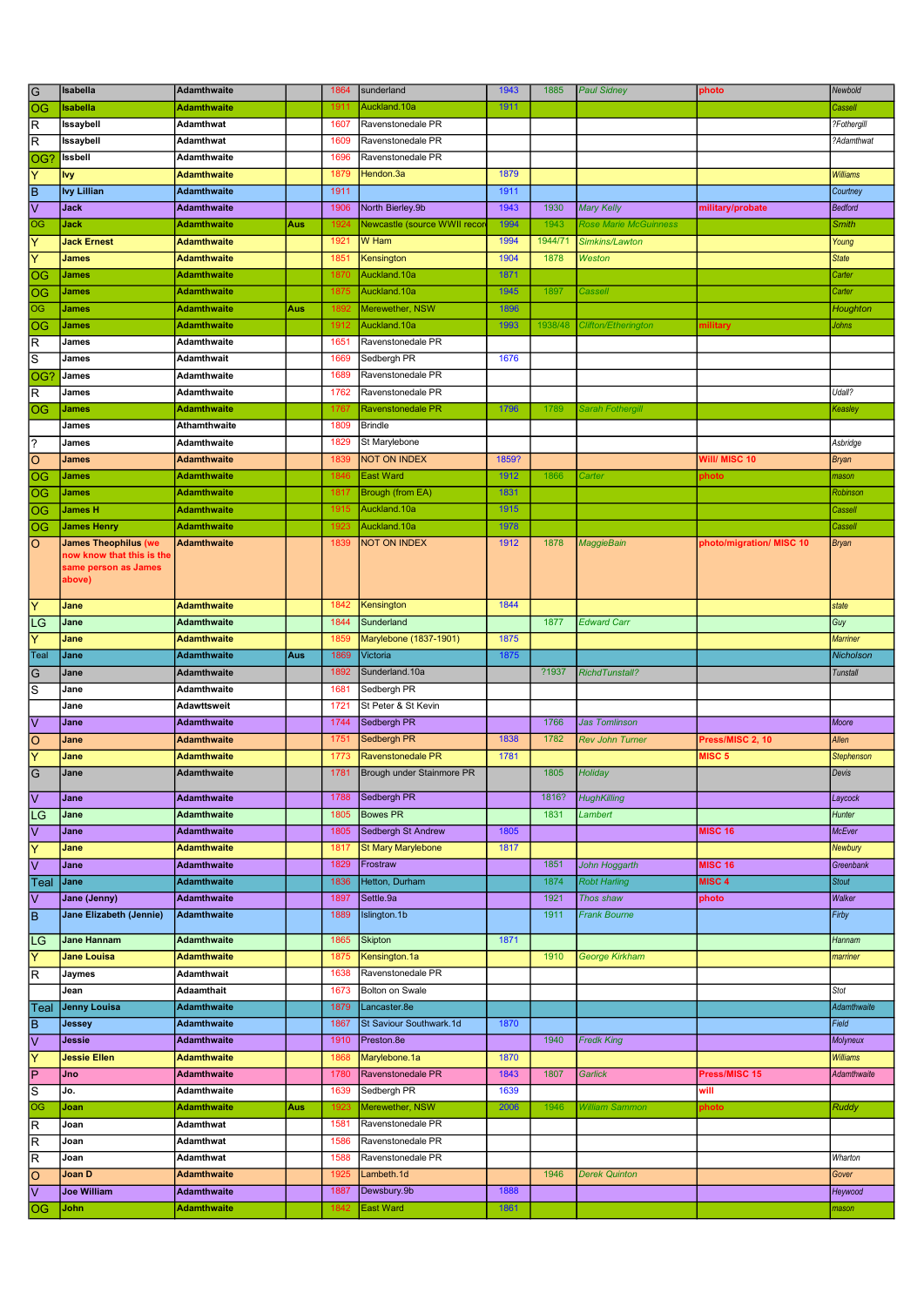| | | | | | | | | | | |
|---|---|---|---|---|---|---|---|---|---|---|
| G | Isabella | Adamthwaite | | 1864 | sunderland | 1943 | 1885 | Paul Sidney | photo | Newbold |
| OG | Isabella | Adamthwaite | | 1911 | Auckland.10a | 1911 | | | | Cassell |
| R | Issaybell | Adamthwat | | 1607 | Ravenstonedale PR | | | | | ?Fothergill |
| R | Issaybell | Adamthwat | | 1609 | Ravenstonedale PR | | | | | ?Adamthwat |
| OG? | Issbell | Adamthwaite | | 1696 | Ravenstonedale PR | | | | | |
| Y | Ivy | Adamthwaite | | 1879 | Hendon.3a | 1879 | | | | Williams |
| B | Ivy Lillian | Adamthwaite | | 1911 | | 1911 | | | | Courtney |
| V | Jack | Adamthwaite | | 1906 | North Bierley.9b | 1943 | 1930 | Mary Kelly | military/probate | Bedford |
| OG | Jack | Adamthwaite | Aus | 1924 | Newcastle (source WWII recor | 1994 | 1943 | Rose Marie McGuinness | | Smith |
| Y | Jack Ernest | Adamthwaite | | 1921 | W Ham | 1994 | 1944/71 | Simkins/Lawton | | Young |
| Y | James | Adamthwaite | | 1851 | Kensington | 1904 | 1878 | Weston | | State |
| OG | James | Adamthwaite | | 1870 | Auckland.10a | 1871 | | | | Carter |
| OG | James | Adamthwaite | | 1875 | Auckland.10a | 1945 | 1897 | Cassell | | Carter |
| OG | James | Adamthwaite | Aus | 1892 | Merewether, NSW | 1896 | | | | Houghton |
| OG | James | Adamthwaite | | 1912 | Auckland.10a | 1993 | 1938/48 | Clifton/Etherington | military | Johns |
| R | James | Adamthwaite | | 1651 | Ravenstonedale PR | | | | | |
| S | James | Adamthwait | | 1669 | Sedbergh PR | 1676 | | | | |
| OG? | James | Adamthwaite | | 1689 | Ravenstonedale PR | | | | | |
| R | James | Adamthwaite | | 1762 | Ravenstonedale PR | | | | | Udall? |
| OG | James | Adamthwaite | | 1767 | Ravenstonedale PR | 1796 | 1789 | Sarah Fothergill | | Keasley |
| | James | Athamthwaite | | 1809 | Brindle | | | | | |
| ? | James | Adamthwaite | | 1829 | St Marylebone | | | | | Asbridge |
| O | James | Adamthwaite | | 1839 | NOT ON INDEX | 1859? | | | Will/ MISC 10 | Bryan |
| OG | James | Adamthwaite | | 1846 | East Ward | 1912 | 1866 | Carter | photo | mason |
| OG | James | Adamthwaite | | 1817 | Brough (from EA) | 1831 | | | | Robinson |
| OG | James H | Adamthwaite | | 1915 | Auckland.10a | 1915 | | | | Cassell |
| OG | James Henry | Adamthwaite | | 1923 | Auckland.10a | 1978 | | | | Cassell |
| O | James Theophilus (we now know that this is the same person as James above) | Adamthwaite | | 1839 | NOT ON INDEX | 1912 | 1878 | MaggieBain | photo/migration/ MISC 10 | Bryan |
| Y | Jane | Adamthwaite | | 1842 | Kensington | 1844 | | | | state |
| LG | Jane | Adamthwaite | | 1844 | Sunderland | | 1877 | Edward Carr | | Guy |
| Y | Jane | Adamthwaite | | 1859 | Marylebone (1837-1901) | 1875 | | | | Marriner |
| Teal | Jane | Adamthwaite | Aus | 1869 | Victoria | 1875 | | | | Nicholson |
| G | Jane | Adamthwaite | | 1892 | Sunderland.10a | | ?1937 | RichdTunstall? | | Tunstall |
| S | Jane | Adamthwaite | | 1681 | Sedbergh PR | | | | | |
| | Jane | Adawttsweit | | 1721 | St Peter & St Kevin | | | | | |
| V | Jane | Adamthwaite | | 1744 | Sedbergh PR | | 1766 | Jas Tomlinson | | Moore |
| O | Jane | Adamthwaite | | 1751 | Sedbergh PR | 1838 | 1782 | Rev John Turner | Press/MISC 2, 10 | Allen |
| Y | Jane | Adamthwaite | | 1773 | Ravenstonedale PR | 1781 | | | MISC 5 | Stephenson |
| G | Jane | Adamthwaite | | 1781 | Brough under Stainmore PR | | 1805 | Holiday | | Devis |
| V | Jane | Adamthwaite | | 1788 | Sedbergh PR | | 1816? | HughKilling | | Laycock |
| LG | Jane | Adamthwaite | | 1805 | Bowes PR | | 1831 | Lambert | | Hunter |
| V | Jane | Adamthwaite | | 1805 | Sedbergh St Andrew | 1805 | | | MISC 16 | McEver |
| Y | Jane | Adamthwaite | | 1817 | St Mary Marylebone | 1817 | | | | Newbury |
| V | Jane | Adamthwaite | | 1829 | Frostraw | | 1851 | John Hoggarth | MISC 16 | Greenbank |
| Teal | Jane | Adamthwaite | | 1836 | Hetton, Durham | | 1874 | Robt Harling | MISC 4 | Stout |
| V | Jane (Jenny) | Adamthwaite | | 1897 | Settle.9a | | 1921 | Thos shaw | photo | Walker |
| B | Jane Elizabeth (Jennie) | Adamthwaite | | 1889 | Islington.1b | | 1911 | Frank Bourne | | Firby |
| LG | Jane Hannam | Adamthwaite | | 1865 | Skipton | 1871 | | | | Hannam |
| Y | Jane Louisa | Adamthwaite | | 1875 | Kensington.1a | | 1910 | George Kirkham | | marriner |
| R | Jaymes | Adamthwait | | 1638 | Ravenstonedale PR | | | | | |
| | Jean | Adaamthait | | 1673 | Bolton on Swale | | | | | Stot |
| Teal | Jenny Louisa | Adamthwaite | | 1879 | Lancaster.8e | | | | | Adamthwaite |
| B | Jessey | Adamthwaite | | 1867 | St Saviour Southwark.1d | 1870 | | | | Field |
| V | Jessie | Adamthwaite | | 1910 | Preston.8e | | 1940 | Fredk King | | Molyneux |
| Y | Jessie Ellen | Adamthwaite | | 1868 | Marylebone.1a | 1870 | | | | Williams |
| P | Jno | Adamthwaite | | 1780 | Ravenstonedale PR | 1843 | 1807 | Garlick | Press/MISC 15 | Adamthwaite |
| S | Jo. | Adamthwaite | | 1639 | Sedbergh PR | 1639 | | | will | |
| OG | Joan | Adamthwaite | Aus | 1923 | Merewether, NSW | 2006 | 1946 | William Sammon | photo | Ruddy |
| R | Joan | Adamthwat | | 1581 | Ravenstonedale PR | | | | | |
| R | Joan | Adamthwat | | 1586 | Ravenstonedale PR | | | | | |
| R | Joan | Adamthwat | | 1588 | Ravenstonedale PR | | | | | Wharton |
| O | Joan D | Adamthwaite | | 1925 | Lambeth.1d | | 1946 | Derek Quinton | | Gover |
| V | Joe William | Adamthwaite | | 1887 | Dewsbury.9b | 1888 | | | | Heywood |
| OG | John | Adamthwaite | | 1842 | East Ward | 1861 | | | | mason |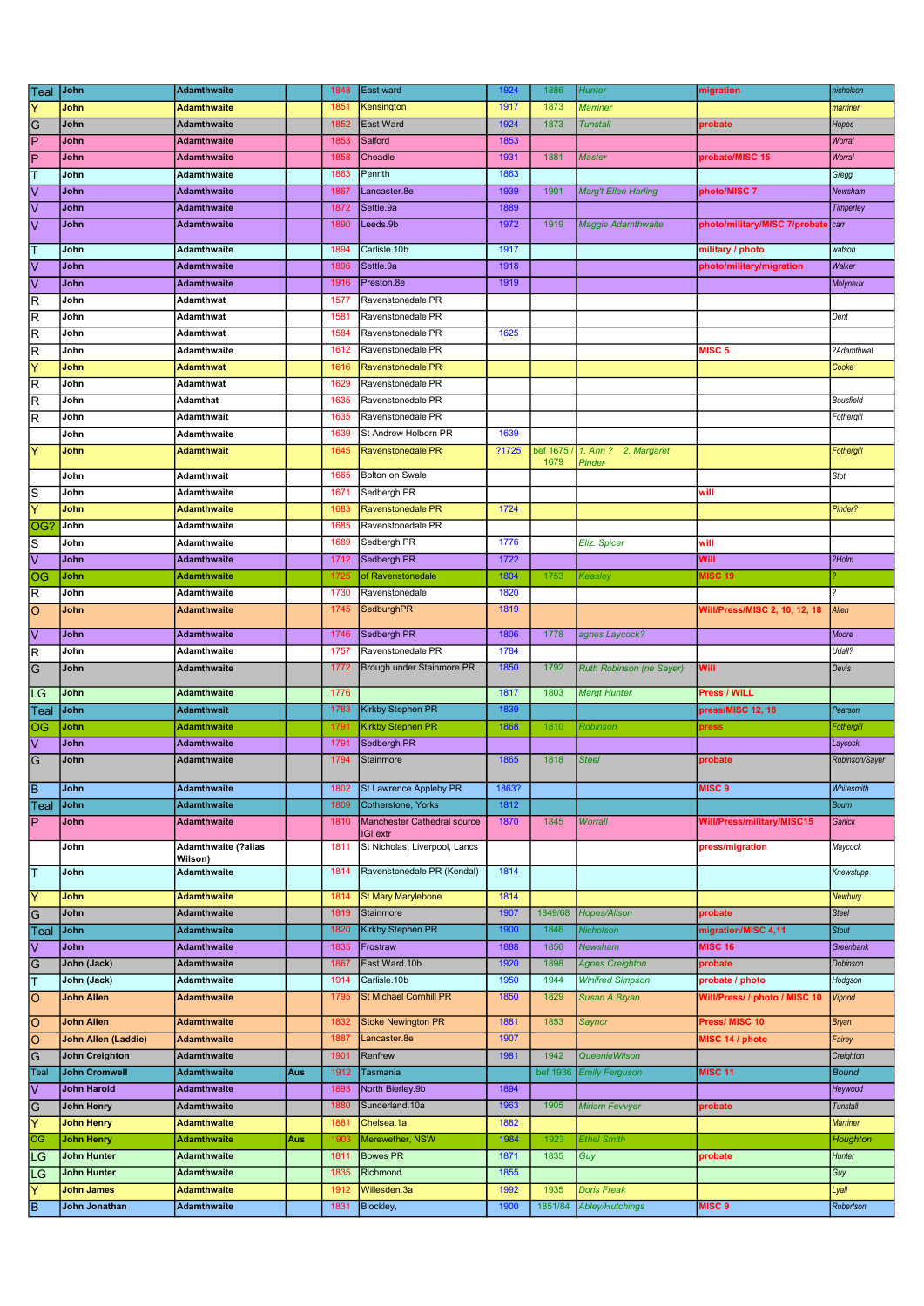| | | | | | | | | | | |
|---|---|---|---|---|---|---|---|---|---|---|
| Teal | John | Adamthwaite | | 1848 | East ward | 1924 | 1886 | Hunter | migration | nicholson |
| Y | John | Adamthwaite | | 1851 | Kensington | 1917 | 1873 | Marriner | | marriner |
| G | John | Adamthwaite | | 1852 | East Ward | 1924 | 1873 | Tunstall | probate | Hopes |
| P | John | Adamthwaite | | 1853 | Salford | 1853 | | | | Worral |
| P | John | Adamthwaite | | 1858 | Cheadle | 1931 | 1881 | Master | probate/MISC 15 | Worral |
| T | John | Adamthwaite | | 1863 | Penrith | 1863 | | | | Gregg |
| V | John | Adamthwaite | | 1867 | Lancaster.8e | 1939 | 1901 | Marg't Ellen Harling | photo/MISC 7 | Newsham |
| V | John | Adamthwaite | | 1872 | Settle.9a | 1889 | | | | Timperley |
| V | John | Adamthwaite | | 1890 | Leeds.9b | 1972 | 1919 | Maggie Adamthwaite | photo/military/MISC 7/probate | carr |
| T | John | Adamthwaite | | 1894 | Carlisle.10b | 1917 | | | military / photo | watson |
| V | John | Adamthwaite | | 1896 | Settle.9a | 1918 | | | photo/military/migration | Walker |
| V | John | Adamthwaite | | 1916 | Preston.8e | 1919 | | | | Molyneux |
| R | John | Adamthwait | | 1577 | Ravenstonedale PR | | | | | |
| R | John | Adamthwat | | 1581 | Ravenstonedale PR | | | | | Dent |
| R | John | Adamthwat | | 1584 | Ravenstonedale PR | 1625 | | | | |
| R | John | Adamthwaite | | 1612 | Ravenstonedale PR | | | | MISC 5 | ?Adamthwat |
| Y | John | Adamthwat | | 1616 | Ravenstonedale PR | | | | | Cooke |
| R | John | Adamthwat | | 1629 | Ravenstonedale PR | | | | | |
| R | John | Adamthat | | 1635 | Ravenstonedale PR | | | | | Bousfield |
| R | John | Adamthwait | | 1635 | Ravenstonedale PR | | | | | Fothergill |
| | John | Adamthwaite | | 1639 | St Andrew Holborn PR | 1639 | | | | |
| Y | John | Adamthwait | | 1645 | Ravenstonedale PR | ?1725 | bef 1675 / 1679 | 1. Ann ? 2. Margaret Pinder | | Fothergill |
| | John | Adamthwait | | 1665 | Bolton on Swale | | | | | Stot |
| S | John | Adamthwaite | | 1671 | Sedbergh PR | | | | will | |
| Y | John | Adamthwaite | | 1683 | Ravenstonedale PR | 1724 | | | | Pinder? |
| OG? | John | Adamthwaite | | 1685 | Ravenstonedale PR | | | | | |
| S | John | Adamthwaite | | 1689 | Sedbergh PR | 1776 | | Eliz. Spicer | will | |
| V | John | Adamthwaite | | 1712 | Sedbergh PR | 1722 | | | Will | ?Holm |
| OG | John | Adamthwaite | | 1725 | of Ravenstonedale | 1804 | 1753 | Keasley | MISC 19 | ? |
| R | John | Adamthwaite | | 1730 | Ravenstonedale | 1820 | | | | ? |
| O | John | Adamthwaite | | 1745 | SedburghPR | 1819 | | | Will/Press/MISC 2, 10, 12, 18 | Allen |
| V | John | Adamthwaite | | 1746 | Sedbergh PR | 1806 | 1778 | agnes Laycock? | | Moore |
| R | John | Adamthwaite | | 1757 | Ravenstonedale PR | 1784 | | | | Udall? |
| G | John | Adamthwaite | | 1772 | Brough under Stainmore PR | 1850 | 1792 | Ruth Robinson (ne Sayer) | Will | Devis |
| LG | John | Adamthwaite | | 1776 | | 1817 | 1803 | Margt Hunter | Press / WILL | |
| Teal | John | Adamthwait | | 1783 | Kirkby Stephen PR | 1839 | | | press/MISC 12, 18 | Pearson |
| OG | John | Adamthwaite | | 1791 | Kirkby Stephen PR | 1868 | 1810 | Robinson | press | Fothergill |
| V | John | Adamthwaite | | 1791 | Sedbergh PR | | | | | Laycock |
| G | John | Adamthwaite | | 1794 | Stainmore | 1865 | 1818 | Steel | probate | Robinson/Sayer |
| B | John | Adamthwaite | | 1802 | St Lawrence Appleby PR | 1863? | | | MISC 9 | Whitesmith |
| Teal | John | Adamthwaite | | 1809 | Cotherstone, Yorks | 1812 | | | | Bourn |
| P | John | Adamthwaite | | 1810 | Manchester Cathedral source IGI extr | 1870 | 1845 | Worrall | Will/Press/military/MISC15 | Garlick |
| | John | Adamthwaite (?alias Wilson) | | 1811 | St Nicholas, Liverpool, Lancs | | | | press/migration | Maycock |
| T | John | Adamthwaite | | 1814 | Ravenstonedale PR (Kendal) | 1814 | | | | Knewstupp |
| Y | John | Adamthwaite | | 1814 | St Mary Marylebone | 1814 | | | | Newbury |
| G | John | Adamthwaite | | 1819 | Stainmore | 1907 | 1849/68 | Hopes/Alison | probate | Steel |
| Teal | John | Adamthwaite | | 1820 | Kirkby Stephen PR | 1900 | 1846 | Nicholson | migration/MISC 4,11 | Stout |
| V | John | Adamthwaite | | 1835 | Frostraw | 1888 | 1856 | Newsham | MISC 16 | Greenbank |
| G | John (Jack) | Adamthwaite | | 1867 | East Ward.10b | 1920 | 1898 | Agnes Creighton | probate | Dobinson |
| T | John (Jack) | Adamthwaite | | 1914 | Carlisle.10b | 1950 | 1944 | Winifred Simpson | probate / photo | Hodgson |
| O | John Allen | Adamthwaite | | 1795 | St Michael Cornhill PR | 1850 | 1829 | Susan A Bryan | Will/Press/ / photo / MISC 10 | Vipond |
| O | John Allen | Adamthwaite | | 1832 | Stoke Newington PR | 1881 | 1853 | Saynor | Press/ MISC 10 | Bryan |
| O | John Allen (Laddie) | Adamthwaite | | 1887 | Lancaster.8e | 1907 | | | MISC 14 / photo | Fairey |
| G | John Creighton | Adamthwaite | | 1901 | Renfrew | 1981 | 1942 | QueenieWilson | | Creighton |
| Teal | John Cromwell | Adamthwaite | Aus | 1912 | Tasmania | | bef 1936 | Emily Ferguson | MISC 11 | Bound |
| V | John Harold | Adamthwaite | | 1893 | North Bierley.9b | 1894 | | | | Heywood |
| G | John Henry | Adamthwaite | | 1880 | Sunderland.10a | 1963 | 1905 | Miriam Fevvyer | probate | Tunstall |
| Y | John Henry | Adamthwaite | | 1881 | Chelsea.1a | 1882 | | | | Marriner |
| OG | John Henry | Adamthwaite | Aus | 1903 | Merewether, NSW | 1984 | 1923 | Ethel Smith | | Houghton |
| LG | John Hunter | Adamthwaite | | 1811 | Bowes PR | 1871 | 1835 | Guy | probate | Hunter |
| LG | John Hunter | Adamthwaite | | 1835 | Richmond | 1855 | | | | Guy |
| Y | John James | Adamthwaite | | 1912 | Willesden.3a | 1992 | 1935 | Doris Freak | | Lyall |
| B | John Jonathan | Adamthwaite | | 1831 | Blockley, | 1900 | 1851/84 | Abley/Hutchings | MISC 9 | Robertson |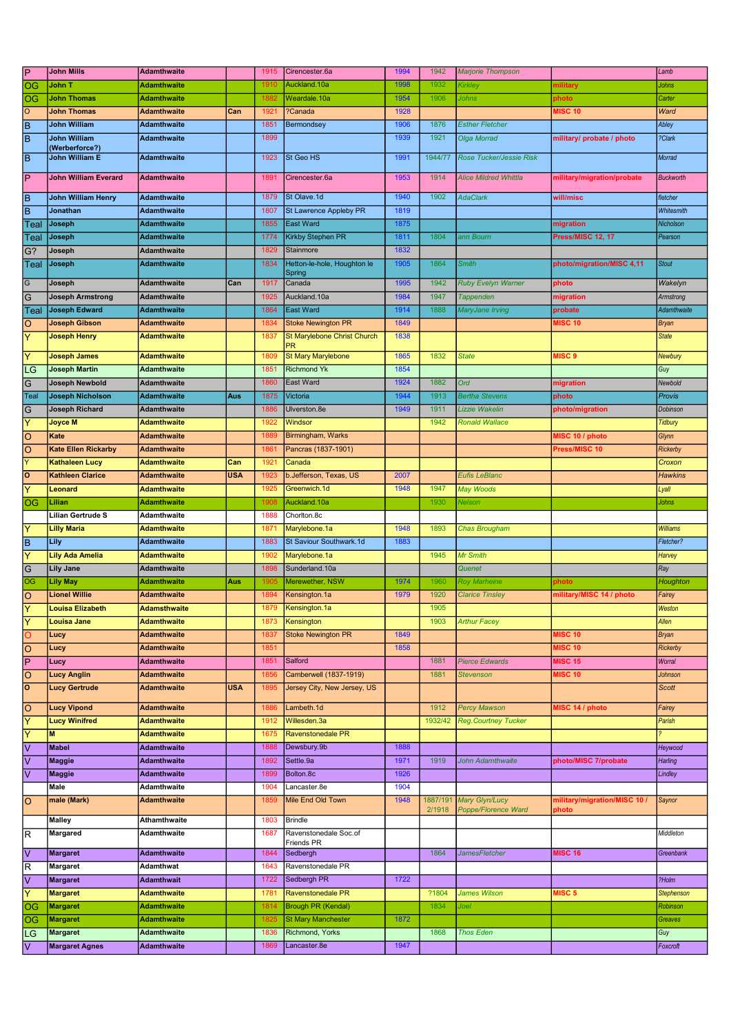| | | | | | | | | | | |
|---|---|---|---|---|---|---|---|---|---|---|
| P | John Mills | Adamthwaite | | 1915 | Cirencester.6a | 1994 | 1942 | Marjorie Thompson | | Lamb |
| OG | John T | Adamthwaite | | 1910 | Auckland.10a | 1998 | 1932 | Kirkley | military | Johns |
| OG | John Thomas | Adamthwaite | | 1882 | Weardale.10a | 1954 | 1906 | Johns | photo | Carter |
| O | John Thomas | Adamthwaite | Can | 1921 | ?Canada | 1928 | | | MISC 10 | Ward |
| B | John William | Adamthwaite | | 1851 | Bermondsey | 1906 | 1876 | Esther Fletcher | | Abley |
| B | John William (Werberforce?) | Adamthwaite | | 1899 | | 1939 | 1921 | Olga Morrad | military/ probate / photo | ?Clark |
| B | John William E | Adamthwaite | | 1923 | St Geo HS | 1991 | 1944/77 | Rose Tucker/Jessie Risk | | Morrad |
| P | John William Everard | Adamthwaite | | 1891 | Cirencester.6a | 1953 | 1914 | Alice Mildred Whittla | military/migration/probate | Buckworth |
| B | John William Henry | Adamthwaite | | 1879 | St Olave.1d | 1940 | 1902 | AdaClark | will/misc | fletcher |
| B | Jonathan | Adamthwaite | | 1807 | St Lawrence Appleby PR | 1819 | | | | Whitesmith |
| Teal | Joseph | Adamthwaite | | 1855 | East Ward | 1875 | | | migration | Nicholson |
| Teal | Joseph | Adamthwaite | | 1774 | Kirkby Stephen PR | 1811 | 1804 | ann Bourn | Press/MISC 12, 17 | Pearson |
| G? | Joseph | Adamthwaite | | 1829 | Stainmore | 1832 | | | | |
| Teal | Joseph | Adamthwaite | | 1834 | Hetton-le-hole, Houghton le Spring | 1905 | 1864 | Smith | photo/migration/MISC 4,11 | Stout |
| G | Joseph | Adamthwaite | Can | 1917 | Canada | 1995 | 1942 | Ruby Evelyn Warner | photo | Wakelyn |
| G | Joseph Armstrong | Adamthwaite | | 1925 | Auckland.10a | 1984 | 1947 | Tappenden | migration | Armstrong |
| Teal | Joseph Edward | Adamthwaite | | 1864 | East Ward | 1914 | 1888 | MaryJane Irving | probate | Adamthwaite |
| O | Joseph Gibson | Adamthwaite | | 1834 | Stoke Newington PR | 1849 | | | MISC 10 | Bryan |
| Y | Joseph Henry | Adamthwaite | | 1837 | St Marylebone Christ Church PR | 1838 | | | | State |
| Y | Joseph James | Adamthwaite | | 1809 | St Mary Marylebone | 1865 | 1832 | State | MISC 9 | Newbury |
| LG | Joseph Martin | Adamthwaite | | 1851 | Richmond Yk | 1854 | | | | Guy |
| G | Joseph Newbold | Adamthwaite | | 1860 | East Ward | 1924 | 1882 | Ord | migration | Newbold |
| Teal | Joseph Nicholson | Adamthwaite | Aus | 1875 | Victoria | 1944 | 1913 | Bertha Stevens | photo | Provis |
| G | Joseph Richard | Adamthwaite | | 1886 | Ulverston.8e | 1949 | 1911 | Lizzie Wakelin | photo/migration | Dobinson |
| Y | Joyce M | Adamthwaite | | 1922 | Windsor | | 1942 | Ronald Wallace | | Tidbury |
| O | Kate | Adamthwaite | | 1889 | Birmingham, Warks | | | | MISC 10 / photo | Glynn |
| O | Kate Ellen Rickarby | Adamthwaite | | 1861 | Pancras (1837-1901) | | | | Press/MISC 10 | Rickerby |
| Y | Kathaleen Lucy | Adamthwaite | Can | 1921 | Canada | | | | | Croxon |
| O | Kathleen Clarice | Adamthwaite | USA | 1923 | b.Jefferson, Texas, US | 2007 | | Eufis LeBlanc | | Hawkins |
| Y | Leonard | Adamthwaite | | 1925 | Greenwich.1d | 1948 | 1947 | May Woods | | Lyall |
| OG | Lilian | Adamthwaite | | 1908 | Auckland.10a | | 1930 | Nelson | | Johns |
| | Lilian Gertrude S | Adamthwaite | | 1888 | Chorlton.8c | | | | | |
| Y | Lilly Maria | Adamthwaite | | 1871 | Marylebone.1a | 1948 | 1893 | Chas Brougham | | Williams |
| B | Lily | Adamthwaite | | 1883 | St Saviour Southwark.1d | 1883 | | | | Fletcher? |
| Y | Lily Ada Amelia | Adamthwaite | | 1902 | Marylebone.1a | | 1945 | Mr Smith | | Harvey |
| G | Lily Jane | Adamthwaite | | 1898 | Sunderland.10a | | | Quenet | | Ray |
| OG | Lily May | Adamthwaite | Aus | 1905 | Merewether, NSW | 1974 | 1960 | Roy Marheine | photo | Houghton |
| O | Lionel Willie | Adamthwaite | | 1894 | Kensington.1a | 1979 | 1920 | Clarice Tinsley | military/MISC 14 / photo | Fairey |
| Y | Louisa Elizabeth | Adamsthwaite | | 1879 | Kensington.1a | | 1905 | | | Weston |
| Y | Louisa Jane | Adamthwaite | | 1873 | Kensington | | 1903 | Arthur Facey | | Allen |
| O | Lucy | Adamthwaite | | 1837 | Stoke Newington PR | 1849 | | | MISC 10 | Bryan |
| O | Lucy | Adamthwaite | | 1851 | | 1858 | | | MISC 10 | Rickerby |
| P | Lucy | Adamthwaite | | 1851 | Salford | | 1881 | Pierce Edwards | MISC 15 | Worral |
| O | Lucy Anglin | Adamthwaite | | 1856 | Camberwell (1837-1919) | | 1881 | Stevenson | MISC 10 | Johnson |
| O | Lucy Gertrude | Adamthwaite | USA | 1895 | Jersey City, New Jersey, US | | | | | Scott |
| O | Lucy Vipond | Adamthwaite | | 1886 | Lambeth.1d | | 1912 | Percy Mawson | MISC 14 / photo | Fairey |
| Y | Lucy Winifred | Adamthwaite | | 1912 | Willesden.3a | | 1932/42 | Reg.Courtney Tucker | | Parish |
| Y | M | Adamthwaite | | 1675 | Ravenstonedale PR | | | | | ? |
| V | Mabel | Adamthwaite | | 1888 | Dewsbury.9b | 1888 | | | | Heywood |
| V | Maggie | Adamthwaite | | 1892 | Settle.9a | 1971 | 1919 | John Adamthwaite | photo/MISC 7/probate | Harling |
| V | Maggie | Adamthwaite | | 1899 | Bolton.8c | 1926 | | | | Lindley |
| | Male | Adamthwaite | | 1904 | Lancaster.8e | 1904 | | | | |
| O | male (Mark) | Adamthwaite | | 1859 | Mile End Old Town | 1948 | 1887/191 2/1918 | Mary Glyn/Lucy Poppe/Florence Ward | military/migration/MISC 10 / photo | Saynor |
| | Malley | Athamthwaite | | 1803 | Brindle | | | | | |
| R | Margared | Adamthwaite | | 1687 | Ravenstonedale Soc.of Friends PR | | | | | Middleton |
| V | Margaret | Adamthwaite | | 1844 | Sedbergh | | 1864 | JamesFletcher | MISC 16 | Greenbank |
| R | Margaret | Adamthwat | | 1643 | Ravenstonedale PR | | | | | |
| V | Margaret | Adamthwait | | 1722 | Sedbergh PR | 1722 | | | | ?Holm |
| Y | Margaret | Adamthwaite | | 1781 | Ravenstonedale PR | | ?1804 | James Wilson | MISC 5 | Stephenson |
| OG | Margaret | Adamthwaite | | 1814 | Brough PR (Kendal) | | 1834 | Joel | | Robinson |
| OG | Margaret | Adamthwaite | | 1825 | St Mary Manchester | 1872 | | | | Greaves |
| LG | Margaret | Adamthwaite | | 1836 | Richmond, Yorks | | 1868 | Thos Eden | | Guy |
| V | Margaret Agnes | Adamthwaite | | 1869 | Lancaster.8e | 1947 | | | | Foxcroft |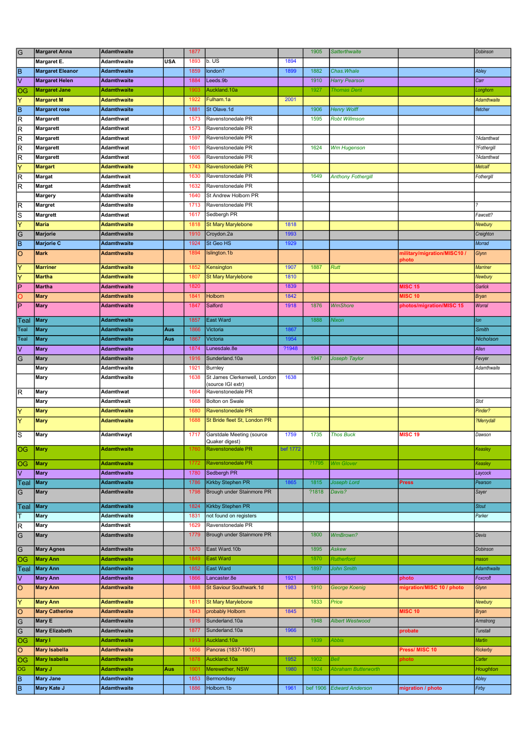| | | | | | | | | | | |
|---|---|---|---|---|---|---|---|---|---|---|
| G | Margaret Anna | Adamthwaite | | 1877 | | | 1905 | Satterthwaite | | Dobinson |
| | Margaret E. | Adamthwaite | USA | 1893 | b. US | 1894 | | | | |
| B | Margaret Eleanor | Adamthwaite | | 1859 | london? | 1899 | 1882 | Chas.Whale | | Abley |
| V | Margaret Helen | Adamthwaite | | 1884 | Leeds.9b | | 1910 | Harry Pearson | | Carr |
| OG | Margaret Jane | Adamthwaite | | 1903 | Auckland.10a | | 1927 | Thomas Dent | | Longhorn |
| Y | Margaret M | Adamthwaite | | 1922 | Fulham.1a | 2001 | | | | Adamthwaite |
| B | Margaret rose | Adamthwaite | | 1881 | St Olave.1d | | 1906 | Henry Wolff | | fletcher |
| R | Margarett | Adamthwat | | 1573 | Ravenstonedale PR | | 1595 | Robt Willmson | | |
| R | Margarett | Adamthwat | | 1573 | Ravenstonedale PR | | | | | |
| R | Margarett | Adamthwat | | 1597 | Ravenstonedale PR | | | | | ?Adamthwat |
| R | Margarett | Adamthwat | | 1601 | Ravenstonedale PR | | 1624 | Wm Hugenson | | ?Fothergill |
| R | Margarett | Adamthwat | | 1606 | Ravenstonedale PR | | | | | ?Adamthwat |
| Y | Margart | Adamthwaite | | 1743 | Ravenstonedale PR | | | | | Metcalf |
| R | Margat | Adamthwait | | 1630 | Ravenstonedale PR | | 1649 | Anthony Fothergill | | Fothergill |
| R | Margat | Adamthwait | | 1632 | Ravenstonedale PR | | | | | |
| | Margery | Adamthwaite | | 1640 | St Andrew Holborn PR | | | | | |
| R | Margret | Adamthwaite | | 1713 | Ravenstonedale PR | | | | | ? |
| S | Margrett | Adamthwat | | 1617 | Sedbergh PR | | | | | Fawcett? |
| Y | Maria | Adamthwaite | | 1818 | St Mary Marylebone | 1818 | | | | Newbury |
| G | Marjorie | Adamthwaite | | 1910 | Croydon.2a | 1993 | | | | Creighton |
| B | Marjorie C | Adamthwaite | | 1924 | St Geo HS | 1929 | | | | Morrad |
| O | Mark | Adamthwaite | | 1894 | Islington.1b | | | | military/migration/MISC10 / photo | Glynn |
| Y | Marriner | Adamthwaite | | 1852 | Kensington | 1907 | 1887 | Rutt | | Marriner |
| Y | Martha | Adamthwaite | | 1807 | St Mary Marylebone | 1810 | | | | Newbury |
| P | Martha | Adamthwaite | | 1820 | | 1839 | | | MISC 15 | Garlick |
| O | Mary | Adamthwaite | | 1841 | Holborn | 1842 | | | MISC 10 | Bryan |
| P | Mary | Adamthwaite | | 1847 | Salford | 1918 | 1876 | WmShore | photos/migration/MISC 15 | Worral |
| Teal | Mary | Adamthwaite | | 1857 | East Ward | | 1888 | Nixon | | Ion |
| Teal | Mary | Adamthwaite | Aus | 1866 | Victoria | 1867 | | | | Smith |
| Teal | Mary | Adamthwaite | Aus | 1867 | Victoria | 1954 | | | | Nicholson |
| V | Mary | Adamthwaite | | 1874 | Lunesdale.8e | ?1948 | | | | Allen |
| G | Mary | Adamthwaite | | 1916 | Sunderland.10a | | 1947 | Joseph Taylor | | Fevyer |
| | Mary | Adamthwaite | | 1921 | Burnley | | | | | Adamthwaite |
| | Mary | Adamthwaite | | 1638 | St James Clerkenwell, London (source IGI extr) | 1638 | | | | |
| R | Mary | Adamthwat | | 1664 | Ravenstonedale PR | | | | | |
| | Mary | Adamthwait | | 1668 | Bolton on Swale | | | | | Stot |
| Y | Mary | Adamthwaite | | 1680 | Ravenstonedale PR | | | | | Pinder? |
| Y | Mary | Adamthwaite | | 1688 | St Bride fleet St, London PR | | | | | ?Merrydall |
| S | Mary | Adamthwayt | | 1717 | Garstdale Meeting (source Quaker digest) | 1759 | 1735 | Thos Buck | MISC 19 | Dawson |
| OG | Mary | Adamthwaite | | 1760 | Ravenstonedale PR | bef 1772 | | | | Keasley |
| OG | Mary | Adamthwaite | | 1772 | Ravenstonedale PR | | ?1795 | Wm Glover | | Keasley |
| V | Mary | Adamthwaite | | 1780 | Sedbergh PR | | | | | Laycock |
| Teal | Mary | Adamthwaite | | 1786 | Kirkby Stephen PR | 1865 | 1815 | Joseph Lord | Press | Pearson |
| G | Mary | Adamthwaite | | 1798 | Brough under Stainmore PR | | ?1818 | Davis? | | Sayer |
| Teal | Mary | Adamthwaite | | 1824 | Kirkby Stephen PR | | | | | Stout |
| T | Mary | Adamthwaite | | 1831 | not found on registers | | | | | Parker |
| R | Mary | Adamthwait | | 1629 | Ravenstonedale PR | | | | | |
| G | Mary | Adamthwaite | | 1779 | Brough under Stainmore PR | | 1800 | WmBrown? | | Devis |
| G | Mary Agnes | Adamthwaite | | 1870 | East Ward.10b | | 1895 | Askew | | Dobinson |
| OG | Mary Ann | Adamthwaite | | 1849 | East Ward | | 1870 | Rutherford | | mason |
| Teal | Mary Ann | Adamthwaite | | 1852 | East Ward | | 1897 | John Smith | | Adamthwaite |
| V | Mary Ann | Adamthwaite | | 1866 | Lancaster.8e | 1921 | | | photo | Foxcroft |
| O | Mary Ann | Adamthwaite | | 1888 | St Saviour Southwark.1d | 1983 | 1910 | George Koenig | migration/MISC 10 / photo | Glynn |
| Y | Mary Ann | Adamthwaite | | 1811 | St Mary Marylebone | | 1833 | Price | | Newbury |
| O | Mary Catherine | Adamthwaite | | 1843 | probably Holborn | 1845 | | | MISC 10 | Bryan |
| G | Mary E | Adamthwaite | | 1916 | Sunderland.10a | | 1948 | Albert Westwood | | Armstrong |
| G | Mary Elizabeth | Adamthwaite | | 1877 | Sunderland.10a | 1966 | | | probate | Tunstall |
| OG | Mary I | Adamthwaite | | 1913 | Auckland.10a | | 1939 | Abbis | | Martin |
| O | Mary Isabella | Adamthwaite | | 1856 | Pancras (1837-1901) | | | | Press/ MISC 10 | Rickerby |
| OG | Mary Isabella | Adamthwaite | | 1878 | Auckland.10a | 1952 | 1902 | Bell | photo | Carter |
| OG | Mary J | Adamthwaite | Aus | 1901 | Merewether, NSW | 1980 | 1924 | Abraham Butterworth | | Houghton |
| B | Mary Jane | Adamthwaite | | 1853 | Bermondsey | | | | | Abley |
| B | Mary Kate J | Adamthwaite | | 1886 | Holborn.1b | 1961 | bef 1906 | Edward Anderson | migration / photo | Firby |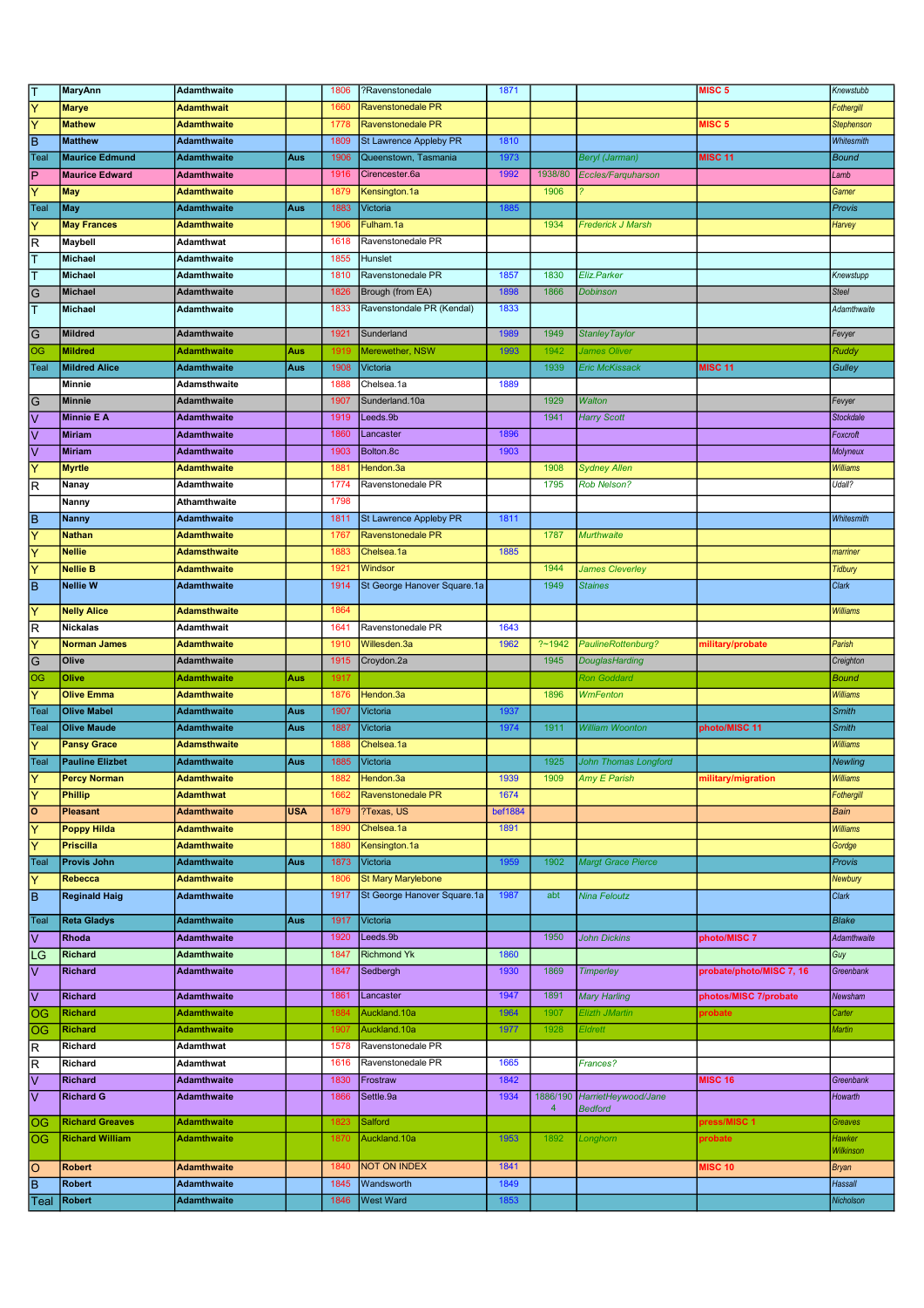| | | | | | | | | | | |
|---|---|---|---|---|---|---|---|---|---|---|
| T | MaryAnn | Adamthwaite | | 1806 | ?Ravenstonedale | 1871 | | | MISC 5 | Knewstubb |
| Y | Marye | Adamthwait | | 1660 | Ravenstonedale PR | | | | | Fothergill |
| Y | Mathew | Adamthwaite | | 1778 | Ravenstonedale PR | | | | MISC 5 | Stephenson |
| B | Matthew | Adamthwaite | | 1809 | St Lawrence Appleby PR | 1810 | | | | Whitesmith |
| Teal | Maurice Edmund | Adamthwaite | Aus | 1906 | Queenstown, Tasmania | 1973 | | Beryl (Jarman) | MISC 11 | Bound |
| P | Maurice Edward | Adamthwaite | | 1916 | Cirencester.6a | 1992 | 1938/80 | Eccles/Farquharson | | Lamb |
| Y | May | Adamthwaite | | 1879 | Kensington.1a | | 1906 | ? | | Garner |
| Teal | May | Adamthwaite | Aus | 1883 | Victoria | 1885 | | | | Provis |
| Y | May Frances | Adamthwaite | | 1906 | Fulham.1a | | 1934 | Frederick J Marsh | | Harvey |
| R | Maybell | Adamthwat | | 1618 | Ravenstonedale PR | | | | | |
| T | Michael | Adamthwaite | | 1855 | Hunslet | | | | | |
| T | Michael | Adamthwaite | | 1810 | Ravenstonedale PR | 1857 | 1830 | Eliz.Parker | | Knewstupp |
| G | Michael | Adamthwaite | | 1826 | Brough (from EA) | 1898 | 1866 | Dobinson | | Steel |
| T | Michael | Adamthwaite | | 1833 | Ravenstondale PR (Kendal) | 1833 | | | | Adamthwaite |
| G | Mildred | Adamthwaite | | 1921 | Sunderland | 1989 | 1949 | StanleyTaylor | | Fevyer |
| OG | Mildred | Adamthwaite | Aus | 1919 | Merewether, NSW | 1993 | 1942 | James Oliver | | Ruddy |
| Teal | Mildred Alice | Adamthwaite | Aus | 1908 | Victoria | | 1939 | Eric McKissack | MISC 11 | Gulley |
| | Minnie | Adamsthwaite | | 1888 | Chelsea.1a | 1889 | | | | |
| G | Minnie | Adamthwaite | | 1907 | Sunderland.10a | | 1929 | Walton | | Fevyer |
| V | Minnie E A | Adamthwaite | | 1919 | Leeds.9b | | 1941 | Harry Scott | | Stockdale |
| V | Miriam | Adamthwaite | | 1860 | Lancaster | 1896 | | | | Foxcroft |
| V | Miriam | Adamthwaite | | 1903 | Bolton.8c | 1903 | | | | Molyneux |
| Y | Myrtle | Adamthwaite | | 1881 | Hendon.3a | | 1908 | Sydney Allen | | Williams |
| R | Nanay | Adamthwaite | | 1774 | Ravenstonedale PR | | 1795 | Rob Nelson? | | Udall? |
| | Nanny | Athamthwaite | | 1798 | | | | | | |
| B | Nanny | Adamthwaite | | 1811 | St Lawrence Appleby PR | 1811 | | | | Whitesmith |
| Y | Nathan | Adamthwaite | | 1767 | Ravenstonedale PR | | 1787 | Murthwaite | | |
| Y | Nellie | Adamsthwaite | | 1883 | Chelsea.1a | 1885 | | | | marriner |
| Y | Nellie B | Adamthwaite | | 1921 | Windsor | | 1944 | James Cleverley | | Tidbury |
| B | Nellie W | Adamthwaite | | 1914 | St George Hanover Square.1a | | 1949 | Staines | | Clark |
| Y | Nelly Alice | Adamsthwaite | | 1864 | | | | | | Williams |
| R | Nickalas | Adamthwait | | 1641 | Ravenstonedale PR | 1643 | | | | |
| Y | Norman James | Adamthwaite | | 1910 | Willesden.3a | 1962 | ?~1942 | PaulineRottenburg? | military/probate | Parish |
| G | Olive | Adamthwaite | | 1915 | Croydon.2a | | 1945 | DouglasHarding | | Creighton |
| OG | Olive | Adamthwaite | Aus | 1917 | | | | Ron Goddard | | Bound |
| Y | Olive Emma | Adamthwaite | | 1876 | Hendon.3a | | 1896 | WmFenton | | Williams |
| Teal | Olive Mabel | Adamthwaite | Aus | 1907 | Victoria | 1937 | | | | Smith |
| Teal | Olive Maude | Adamthwaite | Aus | 1887 | Victoria | 1974 | 1911 | William Woonton | photo/MISC 11 | Smith |
| Y | Pansy Grace | Adamsthwaite | | 1888 | Chelsea.1a | | | | | Williams |
| Teal | Pauline Elizbet | Adamthwaite | Aus | 1885 | Victoria | | 1925 | John Thomas Longford | | Newling |
| Y | Percy Norman | Adamthwaite | | 1882 | Hendon.3a | 1939 | 1909 | Amy E Parish | military/migration | Williams |
| Y | Phillip | Adamthwat | | 1662 | Ravenstonedale PR | 1674 | | | | Fothergill |
| O | Pleasant | Adamthwaite | USA | 1879 | ?Texas, US | bef1884 | | | | Bain |
| Y | Poppy Hilda | Adamthwaite | | 1890 | Chelsea.1a | 1891 | | | | Williams |
| Y | Priscilla | Adamthwaite | | 1880 | Kensington.1a | | | | | Gordge |
| Teal | Provis John | Adamthwaite | Aus | 1873 | Victoria | 1959 | 1902 | Margt Grace Pierce | | Provis |
| Y | Rebecca | Adamthwaite | | 1806 | St Mary Marylebone | | | | | Newbury |
| B | Reginald Haig | Adamthwaite | | 1917 | St George Hanover Square.1a | 1987 | abt | Nina Feloutz | | Clark |
| Teal | Reta Gladys | Adamthwaite | Aus | 1917 | Victoria | | | | | Blake |
| V | Rhoda | Adamthwaite | | 1920 | Leeds.9b | | 1950 | John Dickins | photo/MISC 7 | Adamthwaite |
| LG | Richard | Adamthwaite | | 1847 | Richmond Yk | 1860 | | | | Guy |
| V | Richard | Adamthwaite | | 1847 | Sedbergh | 1930 | 1869 | Timperley | probate/photo/MISC 7, 16 | Greenbank |
| V | Richard | Adamthwaite | | 1861 | Lancaster | 1947 | 1891 | Mary Harling | photos/MISC 7/probate | Newsham |
| OG | Richard | Adamthwaite | | 1884 | Auckland.10a | 1964 | 1907 | Elizth JMartin | probate | Carter |
| OG | Richard | Adamthwaite | | 1907 | Auckland.10a | 1977 | 1928 | Eldrett | | Martin |
| R | Richard | Adamthwat | | 1578 | Ravenstonedale PR | | | | | |
| R | Richard | Adamthwat | | 1616 | Ravenstonedale PR | 1665 | | Frances? | | |
| V | Richard | Adamthwaite | | 1830 | Frostraw | 1842 | | | MISC 16 | Greenbank |
| V | Richard G | Adamthwaite | | 1866 | Settle.9a | 1934 | 1886/1904 | HarrietHeywood/Jane Bedford | | Howarth |
| OG | Richard Greaves | Adamthwaite | | 1823 | Salford | | | | press/MISC 1 | Greaves |
| OG | Richard William | Adamthwaite | | 1870 | Auckland.10a | 1953 | 1892 | Longhorn | probate | Hawker Wilkinson |
| O | Robert | Adamthwaite | | 1840 | NOT ON INDEX | 1841 | | | MISC 10 | Bryan |
| B | Robert | Adamthwaite | | 1845 | Wandsworth | 1849 | | | | Hassall |
| Teal | Robert | Adamthwaite | | 1846 | West Ward | 1853 | | | | Nicholson |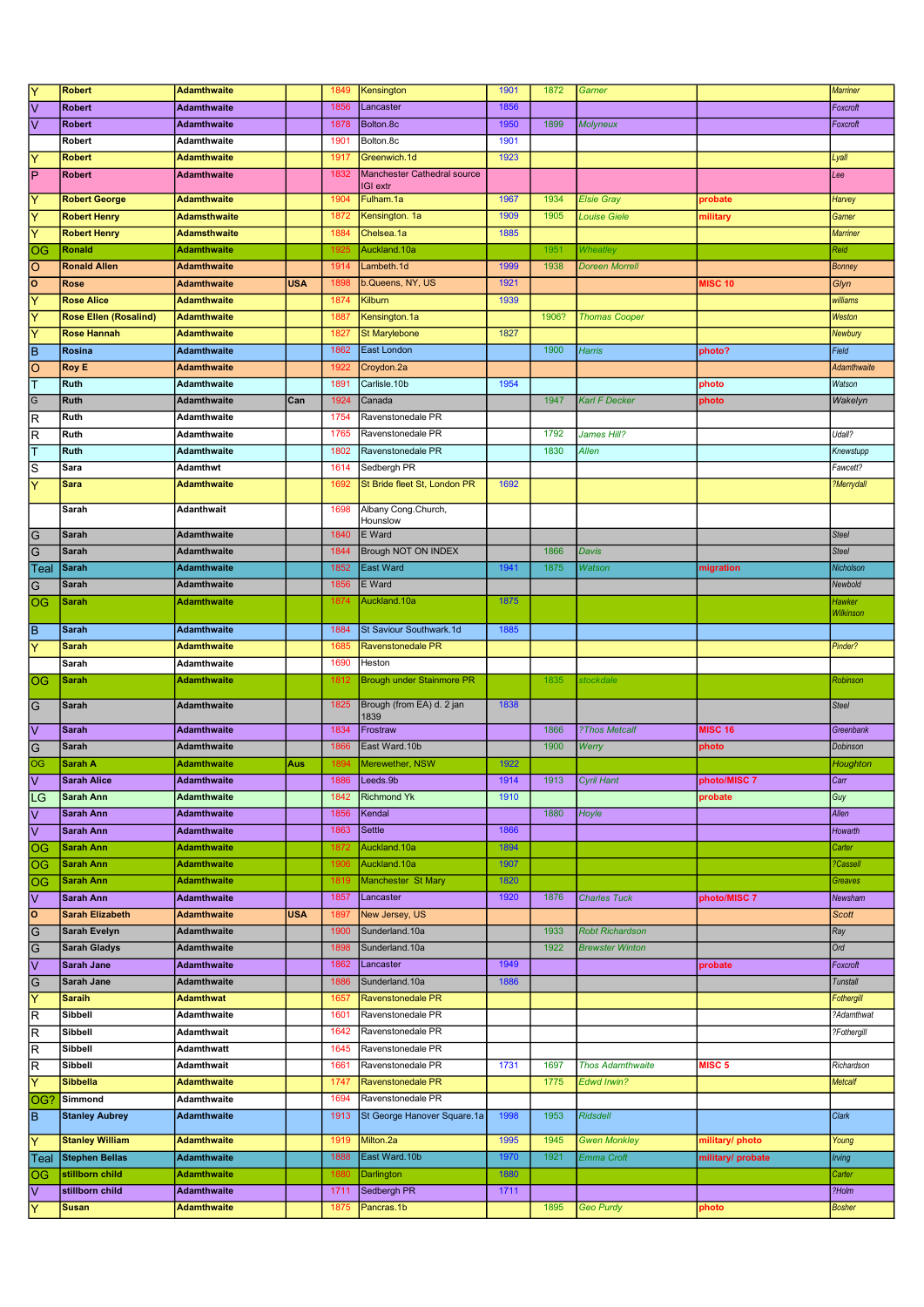| | | | | | | | | | | | |
|---|---|---|---|---|---|---|---|---|---|---|---|
| Y | **Robert** | **Adamthwaite** | | 1849 | Kensington | 1901 | 1872 | Garner | | | Marriner |
| V | **Robert** | **Adamthwaite** | | 1856 | Lancaster | 1856 | | | | | Foxcroft |
| V | **Robert** | **Adamthwaite** | | 1878 | Bolton.8c | 1950 | 1899 | Molyneux | | | Foxcroft |
| | **Robert** | **Adamthwaite** | | 1901 | Bolton.8c | 1901 | | | | | |
| Y | **Robert** | **Adamthwaite** | | 1917 | Greenwich.1d | 1923 | | | | | Lyall |
| P | **Robert** | **Adamthwaite** | | 1832 | Manchester Cathedral source IGI extr | | | | | | Lee |
| Y | **Robert George** | **Adamthwaite** | | 1904 | Fulham.1a | 1967 | 1934 | Elsie Gray | **probate** | | Harvey |
| Y | **Robert Henry** | **Adamsthwaite** | | 1872 | Kensington. 1a | 1909 | 1905 | Louise Giele | **military** | | Garner |
| Y | **Robert Henry** | **Adamsthwaite** | | 1884 | Chelsea.1a | 1885 | | | | | Marriner |
| OG | **Ronald** | **Adamthwaite** | | 1925 | Auckland.10a | | 1951 | Wheatley | | | Reid |
| O | **Ronald Allen** | **Adamthwaite** | | 1914 | Lambeth.1d | 1999 | 1938 | Doreen Morrell | | | Bonney |
| O | **Rose** | **Adamthwaite** | **USA** | 1898 | b.Queens, NY, US | 1921 | | | | **MISC 10** | Glyn |
| Y | **Rose Alice** | **Adamthwaite** | | 1874 | Kilburn | 1939 | | | | | williams |
| Y | **Rose Ellen (Rosalind)** | **Adamthwaite** | | 1887 | Kensington.1a | | 1906? | Thomas Cooper | | | Weston |
| Y | **Rose Hannah** | **Adamthwaite** | | 1827 | St Marylebone | 1827 | | | | | Newbury |
| B | **Rosina** | **Adamthwaite** | | 1862 | East London | | 1900 | Harris | **photo?** | | Field |
| O | **Roy E** | **Adamthwaite** | | 1922 | Croydon.2a | | | | | | Adamthwaite |
| T | **Ruth** | **Adamthwaite** | | 1891 | Carlisle.10b | 1954 | | | **photo** | | Watson |
| G | **Ruth** | **Adamthwaite** | **Can** | 1924 | Canada | | 1947 | Karl F Decker | **photo** | | Wakelyn |
| R | **Ruth** | **Adamthwaite** | | 1754 | Ravenstonedale PR | | | | | | |
| R | **Ruth** | **Adamthwaite** | | 1765 | Ravenstonedale PR | | 1792 | James Hill? | | | Udall? |
| T | **Ruth** | **Adamthwaite** | | 1802 | Ravenstonedale PR | | 1830 | Allen | | | Knewstupp |
| S | **Sara** | **Adamthwt** | | 1614 | Sedbergh PR | | | | | | Fawcett? |
| Y | **Sara** | **Adamthwaite** | | 1692 | St Bride fleet St, London PR | 1692 | | | | | ?Merrydall |
| | **Sarah** | **Adanthwait** | | 1698 | Albany Cong.Church, Hounslow | | | | | | |
| G | **Sarah** | **Adamthwaite** | | 1840 | E Ward | | | | | | Steel |
| G | **Sarah** | **Adamthwaite** | | 1844 | Brough NOT ON INDEX | | 1866 | Davis | | | Steel |
| Teal | **Sarah** | **Adamthwaite** | | 1852 | East Ward | 1941 | 1875 | Watson | **migration** | | Nicholson |
| G | **Sarah** | **Adamthwaite** | | 1856 | E Ward | | | | | | Newbold |
| OG | **Sarah** | **Adamthwaite** | | 1874 | Auckland.10a | 1875 | | | | | Hawker Wilkinson |
| B | **Sarah** | **Adamthwaite** | | 1884 | St Saviour Southwark.1d | 1885 | | | | | |
| Y | **Sarah** | **Adamthwaite** | | 1685 | Ravenstonedale PR | | | | | | Pinder? |
| | **Sarah** | **Adamthwaite** | | 1690 | Heston | | | | | | |
| OG | **Sarah** | **Adamthwaite** | | 1812 | Brough under Stainmore PR | | 1835 | stockdale | | | Robinson |
| G | **Sarah** | **Adamthwaite** | | 1825 | Brough (from EA) d. 2 jan 1839 | 1838 | | | | | Steel |
| V | **Sarah** | **Adamthwaite** | | 1834 | Frostraw | | 1866 | ?Thos Metcalf | | **MISC 16** | Greenbank |
| G | **Sarah** | **Adamthwaite** | | 1866 | East Ward.10b | | 1900 | Werry | **photo** | | Dobinson |
| OG | **Sarah A** | **Adamthwaite** | **Aus** | 1894 | Merewether, NSW | 1922 | | | | | Houghton |
| V | **Sarah Alice** | **Adamthwaite** | | 1886 | Leeds.9b | 1914 | 1913 | Cyril Hant | **photo/MISC 7** | | Carr |
| LG | **Sarah Ann** | **Adamthwaite** | | 1842 | Richmond Yk | 1910 | | | **probate** | | Guy |
| V | **Sarah Ann** | **Adamthwaite** | | 1856 | Kendal | | 1880 | Hoyle | | | Allen |
| V | **Sarah Ann** | **Adamthwaite** | | 1863 | Settle | 1866 | | | | | Howarth |
| OG | **Sarah Ann** | **Adamthwaite** | | 1872 | Auckland.10a | 1894 | | | | | Carter |
| OG | **Sarah Ann** | **Adamthwaite** | | 1906 | Auckland.10a | 1907 | | | | | ?Cassell |
| OG | **Sarah Ann** | **Adamthwaite** | | 1819 | Manchester St Mary | 1820 | | | | | Greaves |
| V | **Sarah Ann** | **Adamthwaite** | | 1857 | Lancaster | 1920 | 1876 | Charles Tuck | **photo/MISC 7** | | Newsham |
| O | **Sarah Elizabeth** | **Adamthwaite** | **USA** | 1897 | New Jersey, US | | | | | | Scott |
| G | **Sarah Evelyn** | **Adamthwaite** | | 1900 | Sunderland.10a | | 1933 | Robt Richardson | | | Ray |
| G | **Sarah Gladys** | **Adamthwaite** | | 1898 | Sunderland.10a | | 1922 | Brewster Winton | | | Ord |
| V | **Sarah Jane** | **Adamthwaite** | | 1862 | Lancaster | 1949 | | | **probate** | | Foxcroft |
| G | **Sarah Jane** | **Adamthwaite** | | 1886 | Sunderland.10a | 1886 | | | | | Tunstall |
| Y | **Saraih** | **Adamthwat** | | 1657 | Ravenstonedale PR | | | | | | Fothergill |
| R | **Sibbell** | **Adamthwaite** | | 1601 | Ravenstonedale PR | | | | | | ?Adamthwat |
| R | **Sibbell** | **Adamthwait** | | 1642 | Ravenstonedale PR | | | | | | ?Fothergill |
| R | **Sibbell** | **Adamthwatt** | | 1645 | Ravenstonedale PR | | | | | | |
| R | **Sibbell** | **Adamthwait** | | 1661 | Ravenstonedale PR | 1731 | 1697 | Thos Adamthwaite | | **MISC 5** | Richardson |
| Y | **Sibbella** | **Adamthwaite** | | 1747 | Ravenstonedale PR | | 1775 | Edwd Irwin? | | | Metcalf |
| OG? | **Simmond** | **Adamthwaite** | | 1694 | Ravenstonedale PR | | | | | | |
| B | **Stanley Aubrey** | **Adamthwaite** | | 1913 | St George Hanover Square.1a | 1998 | 1953 | Ridsdell | | | Clark |
| Y | **Stanley William** | **Adamthwaite** | | 1919 | Milton.2a | 1995 | 1945 | Gwen Monkley | **military/ photo** | | Young |
| Teal | **Stephen Bellas** | **Adamthwaite** | | 1888 | East Ward.10b | 1970 | 1921 | Emma Croft | **military/ probate** | | Irving |
| OG | **stillborn child** | **Adamthwaite** | | 1880 | Darlington | 1880 | | | | | Carter |
| V | **stillborn child** | **Adamthwaite** | | 1711 | Sedbergh PR | 1711 | | | | | ?Holm |
| Y | **Susan** | **Adamthwaite** | | 1875 | Pancras.1b | | 1895 | Geo Purdy | **photo** | | Bosher |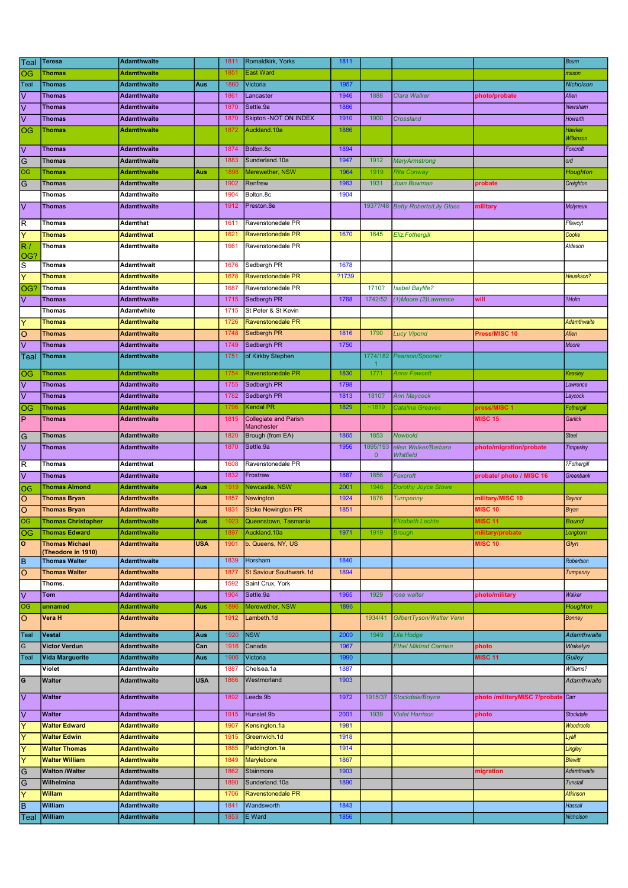| | | | | | | | | | | |
|---|---|---|---|---|---|---|---|---|---|---|
| Teal | Teresa | Adamthwaite | | 1811 | Romaldkirk, Yorks | 1811 | | | | Bourn |
| OG | Thomas | Adamthwaite | | 1851 | East Ward | | | | | mason |
| Teal | Thomas | Adamthwaite | Aus | 1860 | Victoria | 1957 | | | | Nicholson |
| V | Thomas | Adamthwaite | | 1861 | Lancaster | 1946 | 1888 | Clara Walker | photo/probate | Allen |
| V | Thomas | Adamthwaite | | 1870 | Settle.9a | 1886 | | | | Newsham |
| V | Thomas | Adamthwaite | | 1870 | Skipton -NOT ON INDEX | 1910 | 1900 | Crossland | | Howarth |
| OG | Thomas | Adamthwaite | | 1872 | Auckland.10a | 1886 | | | | Hawker Wilkinson |
| V | Thomas | Adamthwaite | | 1874 | Bolton.8c | 1894 | | | | Foxcroft |
| G | Thomas | Adamthwaite | | 1883 | Sunderland.10a | 1947 | 1912 | MaryArmstrong | | ord |
| OG | Thomas | Adamthwaite | Aus | 1898 | Merewether, NSW | 1964 | 1919 | Rita Conway | | Houghton |
| G | Thomas | Adamthwaite | | 1902 | Renfrew | 1963 | 1931 | Joan Bowman | probate | Creighton |
| | Thomas | Adamthwaite | | 1904 | Bolton.8c | 1904 | | | | |
| V | Thomas | Adamthwaite | | 1912 | Preston.8e | | 1937?/48 | Betty Roberts/Lily Glass | military | Molyneux |
| R | Thomas | Adamthat | | 1611 | Ravenstonedale PR | | | | | Ffawcyt |
| Y | Thomas | Adamthat | | 1621 | Ravenstonedale PR | 1670 | 1645 | Eliz.Fothergill | | Cooke |
| R / OG? | Thomas | Adamthwaite | | 1661 | Ravenstonedale PR | | | | | Aldeson |
| S | Thomas | Adamthwait | | 1676 | Sedbergh PR | 1678 | | | | |
| Y | Thomas | Adamthwaite | | 1678 | Ravenstonedale PR | ?1739 | | | | Heuakson? |
| OG? | Thomas | Adamthwaite | | 1687 | Ravenstonedale PR | | 1710? | Isabel Baylife? | | |
| V | Thomas | Adamthwaite | | 1715 | Sedbergh PR | 1768 | 1742/52 | (1)Moore (2)Lawrence | will | ?Holm |
| | Thomas | Adamtwhite | | 1715 | St Peter & St Kevin | | | | | |
| Y | Thomas | Adamthwaite | | 1726 | Ravenstonedale PR | | | | | Adamthwaite |
| O | Thomas | Adamthwaite | | 1748 | Sedbergh PR | 1816 | 1790 | Lucy Vipond | Press/MISC 10 | Allen |
| V | Thomas | Adamthwaite | | 1749 | Sedbergh PR | 1750 | | | | Moore |
| Teal | Thomas | Adamthwaite | | 1751 | of Kirkby Stephen | | 1774/1821 | Pearson/Spooner | | |
| OG | Thomas | Adamthwaite | | 1754 | Ravenstonedale PR | 1830 | 1771 | Anne Fawcett | | Keasley |
| V | Thomas | Adamthwaite | | 1755 | Sedbergh PR | 1798 | | | | Lawrence |
| V | Thomas | Adamthwaite | | 1782 | Sedbergh PR | 1813 | 1810? | Ann Maycock | | Laycock |
| OG | Thomas | Adamthwaite | | 1796 | Kendal PR | 1829 | ~1819 | Catalina Greaves | press/MISC 1 | Fothergill |
| P | Thomas | Adamthwaite | | 1815 | Collegiate and Parish Manchester | | | | MISC 15 | Garlick |
| G | Thomas | Adamthwaite | | 1820 | Brough (from EA) | 1865 | 1853 | Newbold | | Steel |
| V | Thomas | Adamthwaite | | 1870 | Settle.9a | 1956 | 1895/1930 | ellen Walker/Barbara Whitfield | photo/migration/probate | Timperley |
| R | Thomas | Adamthwat | | 1608 | Ravenstonedale PR | | | | | ?Fothergill |
| V | Thomas | Adamthwaite | | 1832 | Frostraw | 1887 | 1856 | Foxcroft | probate/ photo / MISC 16 | Greenbank |
| OG | Thomas Almond | Adamthwaite | Aus | 1919 | Newcastle, NSW | 2001 | 1946 | Dorothy Joyce Stowe | | |
| O | Thomas Bryan | Adamthwaite | | 1857 | Newington | 1924 | 1876 | Tumpenny | military/MISC 10 | Saynor |
| O | Thomas Bryan | Adamthwaite | | 1831 | Stoke Newington PR | 1851 | | | MISC 10 | Bryan |
| OG | Thomas Christopher | Adamthwaite | Aus | 1923 | Queenstown, Tasmania | | | Elizabeth Lechte | MISC 11 | Bound |
| OG | Thomas Edward | Adamthwaite | | 1897 | Auckland.10a | 1971 | 1919 | Brough | military/probate | Longhorn |
| O | Thomas Michael (Theodore in 1910) | Adamthwaite | USA | 1901 | b. Queens, NY, US | | | | MISC 10 | Glyn |
| B | Thomas Walter | Adamthwaite | | 1839 | Horsham | 1840 | | | | Robertson |
| O | Thomas Walter | Adamthwaite | | 1877 | St Saviour Southwark.1d | 1894 | | | | Tumpenny |
| | Thoms. | Adamthwaite | | 1592 | Saint Crux, York | | | | | |
| V | Tom | Adamthwaite | | 1904 | Settle.9a | 1965 | 1929 | rose walter | photo/military | Walker |
| OG | unnamed | Adamthwaite | Aus | 1896 | Merewether, NSW | 1896 | | | | Houghton |
| O | Vera H | Adamthwaite | | 1912 | Lambeth.1d | | 1934/41 | GilbertTyson/Walter Venn | | Bonney |
| Teal | Vestal | Adamthwaite | Aus | 1920 | NSW | 2000 | 1949 | Lila Hodge | | Adamthwaite |
| G | Victor Verdun | Adamthwaite | Can | 1916 | Canada | 1967 | | Ethel Mildred Carmen | photo | Wakelyn |
| Teal | Vida Marguerite | Adamthwaite | Aus | 1906 | Victoria | 1990 | | | MISC 11 | Gulley |
| | Violet | Adamthwaite | | 1887 | Chelsea.1a | 1887 | | | | Williams? |
| G | Walter | Adamthwaite | USA | 1866 | Westmorland | 1903 | | | | Adamthwaite |
| V | Walter | Adamthwaite | | 1892 | Leeds.9b | 1972 | 1915/37 | Stockdale/Boyne | photo /militaryMISC 7/probate | Carr |
| V | Walter | Adamthwaite | | 1915 | Hunslet.9b | 2001 | 1939 | Violet Harrison | photo | Stockdale |
| Y | Walter Edward | Adamthwaite | | 1907 | Kensington.1a | 1981 | | | | Woodroofe |
| Y | Walter Edwin | Adamthwaite | | 1915 | Greenwich.1d | 1918 | | | | Lyall |
| Y | Walter Thomas | Adamthwaite | | 1885 | Paddington.1a | 1914 | | | | Lingley |
| Y | Walter William | Adamthwaite | | 1849 | Marylebone | 1867 | | | | Blewitt |
| G | Walton /Walter | Adamthwaite | | 1862 | Stainmore | 1903 | | | migration | Adamthwaite |
| G | Wilhelmina | Adamthwaite | | 1890 | Sunderland.10a | 1890 | | | | Tunstall |
| Y | Willam | Adamthwaite | | 1706 | Ravenstonedale PR | | | | | Atkinson |
| B | William | Adamthwaite | | 1841 | Wandsworth | 1843 | | | | Hassall |
| Teal | William | Adamthwaite | | 1853 | E Ward | 1856 | | | | Nicholson |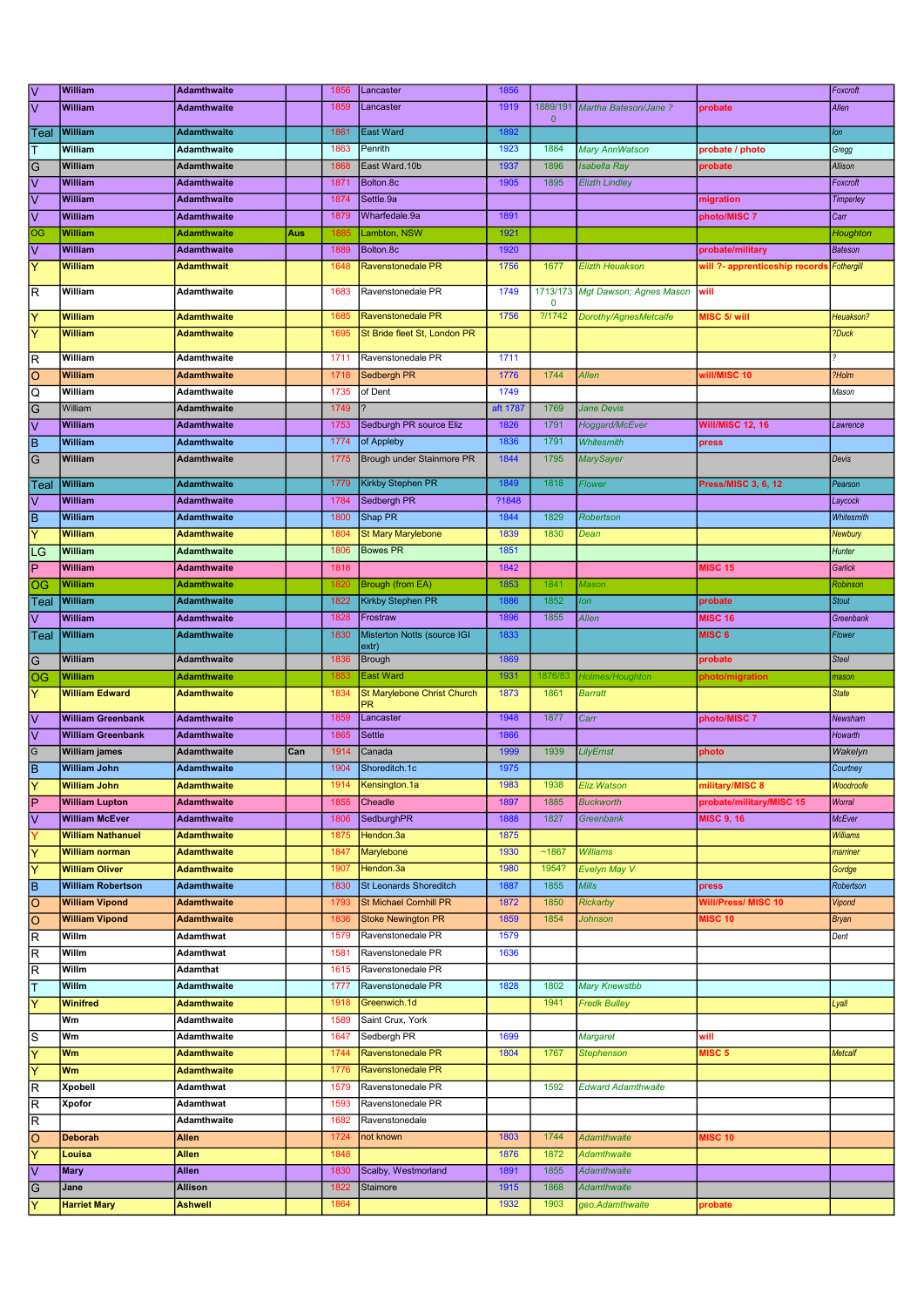| | | | | | | | | | | |
|---|---|---|---|---|---|---|---|---|---|---|
| V | William | Adamthwaite | | 1856 | Lancaster | 1856 | | | | Foxcroft |
| V | William | Adamthwaite | | 1859 | Lancaster | 1919 | 1889/1910 | Martha Bateson/Jane ? | probate | Allen |
| Teal | William | Adamthwaite | | 1861 | East Ward | 1892 | | | | Ion |
| T | William | Adamthwaite | | 1863 | Penrith | 1923 | 1884 | Mary AnnWatson | probate / photo | Gregg |
| G | William | Adamthwaite | | 1868 | East Ward.10b | 1937 | 1896 | Isabella Ray | probate | Allison |
| V | William | Adamthwaite | | 1871 | Bolton.8c | 1905 | 1895 | Elizth Lindley | | Foxcroft |
| V | William | Adamthwaite | | 1874 | Settle.9a | | | | migration | Timperley |
| V | William | Adamthwaite | | 1879 | Wharfedale.9a | 1891 | | | photo/MISC 7 | Carr |
| OG | William | Adamthwaite | Aus | 1885 | Lambton, NSW | 1921 | | | | Houghton |
| V | William | Adamthwaite | | 1889 | Bolton.8c | 1920 | | | probate/military | Bateson |
| Y | William | Adamthwait | | 1648 | Ravenstonedale PR | 1756 | 1677 | Elizth Heuakson | will ?- apprenticeship records | Fothergill |
| R | William | Adamthwaite | | 1683 | Ravenstonedale PR | 1749 | 1713/1730 | Mgt Dawson; Agnes Mason | will | |
| Y | William | Adamthwaite | | 1685 | Ravenstonedale PR | 1756 | ?/1742 | Dorothy/AgnesMetcalfe | MISC 5/ will | Heuakson? |
| Y | William | Adamthwaite | | 1695 | St Bride fleet St, London PR | | | | | ?Duck |
| R | William | Adamthwaite | | 1711 | Ravenstonedale PR | 1711 | | | | ? |
| O | William | Adamthwaite | | 1718 | Sedbergh PR | 1776 | 1744 | Allen | will/MISC 10 | ?Holm |
| Q | William | Adamthwaite | | 1735 | of Dent | 1749 | | | | Mason |
| G | William | Adamthwaite | | 1749 | ? | aft 1787 | 1769 | Jane Devis | | |
| V | William | Adamthwaite | | 1753 | Sedburgh PR source Eliz | 1826 | 1791 | Hoggard/McEver | Will/MISC 12, 16 | Lawrence |
| B | William | Adamthwaite | | 1774 | of Appleby | 1836 | 1791 | Whitesmith | press | |
| G | William | Adamthwaite | | 1775 | Brough under Stainmore PR | 1844 | 1795 | MarySayer | | Devis |
| Teal | William | Adamthwaite | | 1779 | Kirkby Stephen PR | 1849 | 1818 | Flower | Press/MISC 3, 6, 12 | Pearson |
| V | William | Adamthwaite | | 1784 | Sedbergh PR | ?1848 | | | | Laycock |
| B | William | Adamthwaite | | 1800 | Shap PR | 1844 | 1829 | Robertson | | Whitesmith |
| Y | William | Adamthwaite | | 1804 | St Mary Marylebone | 1839 | 1830 | Dean | | Newbury |
| LG | William | Adamthwaite | | 1806 | Bowes PR | 1851 | | | | Hunter |
| P | William | Adamthwaite | | 1818 | | 1842 | | | MISC 15 | Garlick |
| OG | William | Adamthwaite | | 1820 | Brough (from EA) | 1853 | 1841 | Mason | | Robinson |
| Teal | William | Adamthwaite | | 1822 | Kirkby Stephen PR | 1886 | 1852 | Ion | probate | Stout |
| V | William | Adamthwaite | | 1828 | Frostraw | 1896 | 1855 | Allen | MISC 16 | Greenbank |
| Teal | William | Adamthwaite | | 1830 | Misterton Notts (source IGI extr) | 1833 | | | MISC 6 | Flower |
| G | William | Adamthwaite | | 1836 | Brough | 1869 | | | probate | Steel |
| OG | William | Adamthwaite | | 1853 | East Ward | 1931 | 1876/83 | Holmes/Houghton | photo/migration | mason |
| Y | William Edward | Adamthwaite | | 1834 | St Marylebone Christ Church PR | 1873 | 1861 | Barratt | | State |
| V | William Greenbank | Adamthwaite | | 1859 | Lancaster | 1948 | 1877 | Carr | photo/MISC 7 | Newsham |
| V | William Greenbank | Adamthwaite | | 1865 | Settle | 1866 | | | | Howarth |
| G | William james | Adamthwaite | Can | 1914 | Canada | 1999 | 1939 | LilyErnst | photo | Wakelyn |
| B | William John | Adamthwaite | | 1904 | Shoreditch.1c | 1975 | | | | Courtney |
| Y | William John | Adamthwaite | | 1914 | Kensington.1a | 1983 | 1938 | Eliz.Watson | military/MISC 8 | Woodroofe |
| P | William Lupton | Adamthwaite | | 1855 | Cheadle | 1897 | 1885 | Buckworth | probate/military/MISC 15 | Worral |
| V | William McEver | Adamthwaite | | 1806 | SedburghPR | 1888 | 1827 | Greenbank | MISC 9, 16 | McEver |
| Y | William Nathanuel | Adamthwaite | | 1875 | Hendon.3a | 1875 | | | | Williams |
| Y | William norman | Adamthwaite | | 1847 | Marylebone | 1930 | ~1867 | Williams | | marriner |
| Y | William Oliver | Adamthwaite | | 1907 | Hendon.3a | 1980 | 1954? | Evelyn May V | | Gordge |
| B | William Robertson | Adamthwaite | | 1830 | St Leonards Shoreditch | 1887 | 1855 | Mills | press | Robertson |
| O | William Vipond | Adamthwaite | | 1793 | St Michael Cornhill PR | 1872 | 1850 | Rickarby | Will/Press/ MISC 10 | Vipond |
| O | William Vipond | Adamthwaite | | 1836 | Stoke Newington PR | 1859 | 1854 | Johnson | MISC 10 | Bryan |
| R | Willm | Adamthwaite | | 1579 | Ravenstonedale PR | 1579 | | | | Dent |
| R | Willm | Adamthwat | | 1581 | Ravenstonedale PR | 1636 | | | | |
| R | Willm | Adamthat | | 1615 | Ravenstonedale PR | | | | | |
| T | Willm | Adamthwaite | | 1777 | Ravenstonedale PR | 1828 | 1802 | Mary Knewstbb | | |
| Y | Winifred | Adamthwaite | | 1918 | Greenwich.1d | | 1941 | Fredk Bulley | | Lyall |
| | Wm | Adamthwaite | | 1589 | Saint Crux, York | | | | | |
| S | Wm | Adamthwaite | | 1647 | Sedbergh PR | 1699 | | Margaret | will | |
| Y | Wm | Adamthwaite | | 1744 | Ravenstonedale PR | 1804 | 1767 | Stephenson | MISC 5 | Metcalf |
| Y | Wm | Adamthwaite | | 1776 | Ravenstonedale PR | | | | | |
| R | Xpobell | Adamthwat | | 1579 | Ravenstonedale PR | | 1592 | Edward Adamthwaite | | |
| R | Xpofor | Adamthwat | | 1593 | Ravenstonedale PR | | | | | |
| R | | Adamthwaite | | 1682 | Ravenstonedale | | | | | |
| O | Deborah | Allen | | 1724 | not known | 1803 | 1744 | Adamthwaite | MISC 10 | |
| Y | Louisa | Allen | | 1848 | | 1876 | 1872 | Adamthwaite | | |
| V | Mary | Allen | | 1830 | Scalby, Westmorland | 1891 | 1855 | Adamthwaite | | |
| G | Jane | Allison | | 1822 | Staimore | 1915 | 1868 | Adamthwaite | | |
| Y | Harriet Mary | Ashwell | | 1864 | | 1932 | 1903 | geo.Adamthwaite | probate | |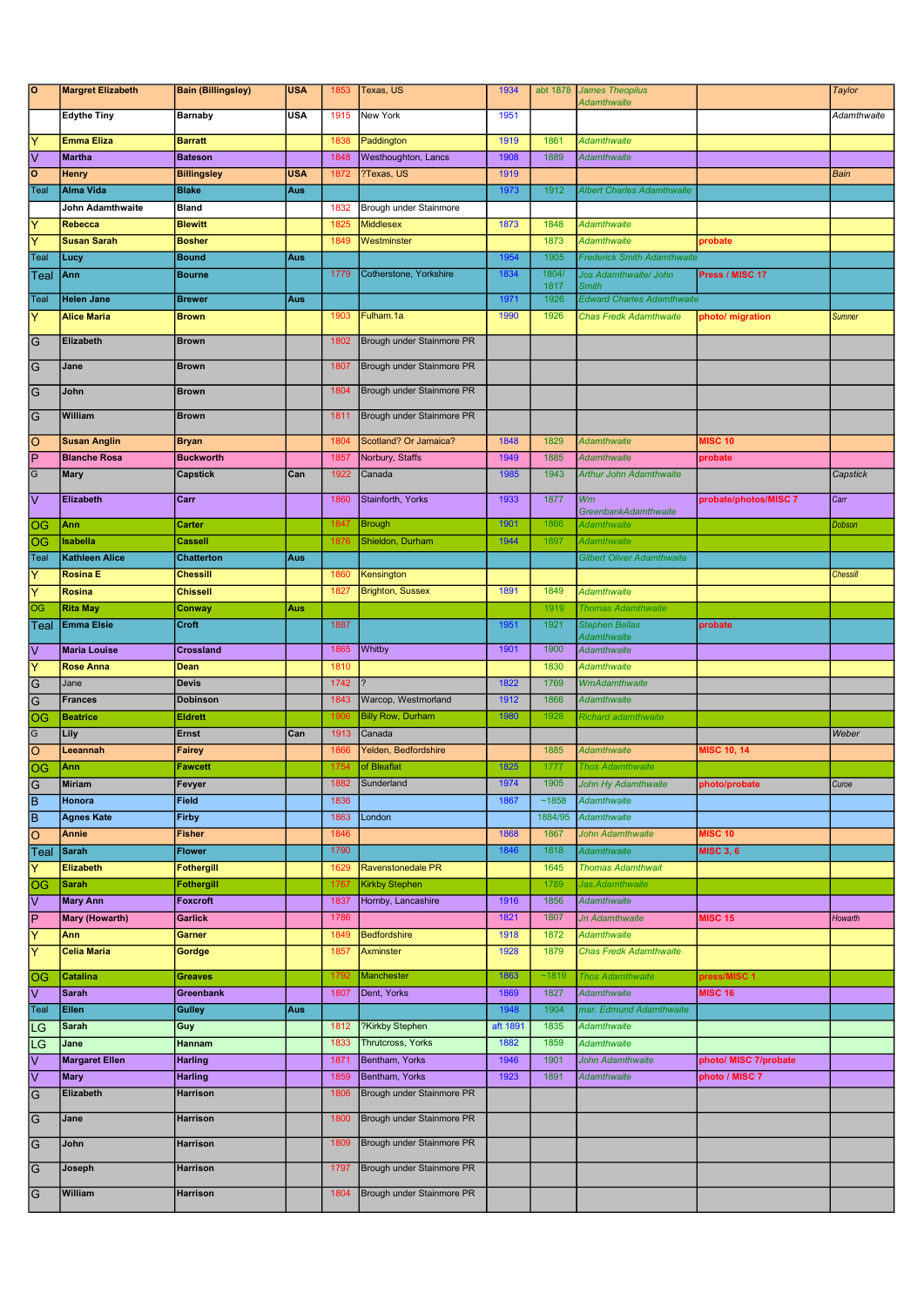| O | Margret Elizabeth | Bain (Billingsley) | USA | 1853 | Texas, US | 1934 | abt 1878 | James Theopilus Adamthwaite | | Taylor |
|---|---|---|---|---|---|---|---|---|---|---|
| | Edythe Tiny | Barnaby | USA | 1915 | New York | 1951 | | | | Adamthwaite |
| Y | Emma Eliza | Barratt | | 1838 | Paddington | 1919 | 1861 | Adamthwaite | | |
| V | Martha | Bateson | | 1848 | Westhoughton, Lancs | 1908 | 1889 | Adamthwaite | | |
| O | Henry | Billingsley | USA | 1872 | ?Texas, US | 1919 | | | | Bain |
| Teal | Alma Vida | Blake | Aus | | | 1973 | 1912 | Albert Charles Adamthwaite | | |
| | John Adamthwaite | Bland | | 1832 | Brough under Stainmore | | | | | |
| Y | Rebecca | Blewitt | | 1825 | Middlesex | 1873 | 1848 | Adamthwaite | | |
| Y | Susan Sarah | Bosher | | 1849 | Westminster | | 1873 | Adamthwaite | probate | |
| Teal | Lucy | Bound | Aus | | | 1954 | 1905 | Frederick Smith Adamthwaite | | |
| Teal | Ann | Bourne | | 1779 | Cotherstone, Yorkshire | 1834 | 1804/ 1817 | Jos Adamthwaite/ John Smith | Press / MISC 17 | |
| Teal | Helen Jane | Brewer | Aus | | | 1971 | 1926 | Edward Charles Adamthwaite | | |
| Y | Alice Maria | Brown | | 1903 | Fulham.1a | 1990 | 1926 | Chas Fredk Adamthwaite | photo/ migration | Sumner |
| G | Elizabeth | Brown | | 1802 | Brough under Stainmore PR | | | | | |
| G | Jane | Brown | | 1807 | Brough under Stainmore PR | | | | | |
| G | John | Brown | | 1804 | Brough under Stainmore PR | | | | | |
| G | William | Brown | | 1811 | Brough under Stainmore PR | | | | | |
| O | Susan Anglin | Bryan | | 1804 | Scotland? Or Jamaica? | 1848 | 1829 | Adamthwaite | MISC 10 | |
| P | Blanche Rosa | Buckworth | | 1857 | Norbury, Staffs | 1949 | 1885 | Adamthwaite | probate | |
| G | Mary | Capstick | Can | 1922 | Canada | 1985 | 1943 | Arthur John Adamthwaite | | Capstick |
| V | Elizabeth | Carr | | 1860 | Stainforth, Yorks | 1933 | 1877 | Wm GreenbankAdamthwaite | probate/photos/MISC 7 | Carr |
| OG | Ann | Carter | | 1847 | Brough | 1901 | 1866 | Adamthwaite | | Dobson |
| OG | Isabella | Cassell | | 1876 | Shieldon, Durham | 1944 | 1897 | Adamthwaite | | |
| Teal | Kathleen Alice | Chatterton | Aus | | | | | Gilbert Oliver Adamthwaite | | |
| Y | Rosina E | Chessill | | 1860 | Kensington | | | | | Chessill |
| Y | Rosina | Chissell | | 1827 | Brighton, Sussex | 1891 | 1849 | Adamthwaite | | |
| OG | Rita May | Conway | Aus | | | | 1919 | Thomas Adamthwaite | | |
| Teal | Emma Elsie | Croft | | 1887 | | 1951 | 1921 | Stephen Bellas Adamthwaite | probate | |
| V | Maria Louise | Crossland | | 1865 | Whitby | 1901 | 1900 | Adamthwaite | | |
| Y | Rose Anna | Dean | | 1810 | | | 1830 | Adamthwaite | | |
| G | Jane | Devis | | 1742 | ? | 1822 | 1769 | WmAdamthwaite | | |
| G | Frances | Dobinson | | 1843 | Warcop, Westmorland | 1912 | 1866 | Adamthwaite | | |
| OG | Beatrice | Eldrett | | 1906 | Billy Row, Durham | 1980 | 1928 | Richard adamthwaite | | |
| G | Lily | Ernst | Can | 1913 | Canada | | | | | Weber |
| O | Leeannah | Fairey | | 1866 | Yelden, Bedfordshire | | 1885 | Adamthwaite | MISC 10, 14 | |
| OG | Ann | Fawcett | | 1754 | of Bleaflat | 1825 | 1777 | Thos Adamthwaite | | |
| G | Miriam | Fevyer | | 1882 | Sunderland | 1974 | 1905 | John Hy Adamthwaite | photo/probate | Curoe |
| B | Honora | Field | | 1836 | | 1867 | ~1858 | Adamthwaite | | |
| B | Agnes Kate | Firby | | 1863 | London | | 1884/95 | Adamthwaite | | |
| O | Annie | Fisher | | 1846 | | 1868 | 1867 | John Adamthwaite | MISC 10 | |
| Teal | Sarah | Flower | | 1790 | | 1846 | 1818 | Adamthwaite | MISC 3, 6 | |
| Y | Elizabeth | Fothergill | | 1629 | Ravenstonedale PR | | 1645 | Thomas Adamthwait | | |
| OG | Sarah | Fothergill | | 1767 | Kirkby Stephen | | 1789 | Jas.Adamthwaite | | |
| V | Mary Ann | Foxcroft | | 1837 | Hornby, Lancashire | 1916 | 1856 | Adamthwaite | | |
| P | Mary (Howarth) | Garlick | | 1786 | | 1821 | 1807 | Jn Adamthwaite | MISC 15 | Howarth |
| Y | Ann | Garner | | 1849 | Bedfordshire | 1918 | 1872 | Adamthwaite | | |
| Y | Celia Maria | Gordge | | 1857 | Axminster | 1928 | 1879 | Chas Fredk Adamthwaite | | |
| OG | Catalina | Greaves | | 1792 | Manchester | 1863 | ~1819 | Thos Adamthwaite | press/MISC 1 | |
| V | Sarah | Greenbank | | 1807 | Dent, Yorks | 1869 | 1827 | Adamthwaite | MISC 16 | |
| Teal | Ellen | Gulley | Aus | | | 1948 | 1904 | mar. Edmund Adamthwaite | | |
| LG | Sarah | Guy | | 1812 | ?Kirkby Stephen | aft 1891 | 1835 | Adamthwaite | | |
| LG | Jane | Hannam | | 1833 | Thrutcross, Yorks | 1882 | 1859 | Adamthwaite | | |
| V | Margaret Ellen | Harling | | 1871 | Bentham, Yorks | 1946 | 1901 | John Adamthwaite | photo/ MISC 7/probate | |
| V | Mary | Harling | | 1859 | Bentham, Yorks | 1923 | 1891 | Adamthwaite | photo / MISC 7 | |
| G | Elizabeth | Harrison | | 1806 | Brough under Stainmore PR | | | | | |
| G | Jane | Harrison | | 1800 | Brough under Stainmore PR | | | | | |
| G | John | Harrison | | 1809 | Brough under Stainmore PR | | | | | |
| G | Joseph | Harrison | | 1797 | Brough under Stainmore PR | | | | | |
| G | William | Harrison | | 1804 | Brough under Stainmore PR | | | | | |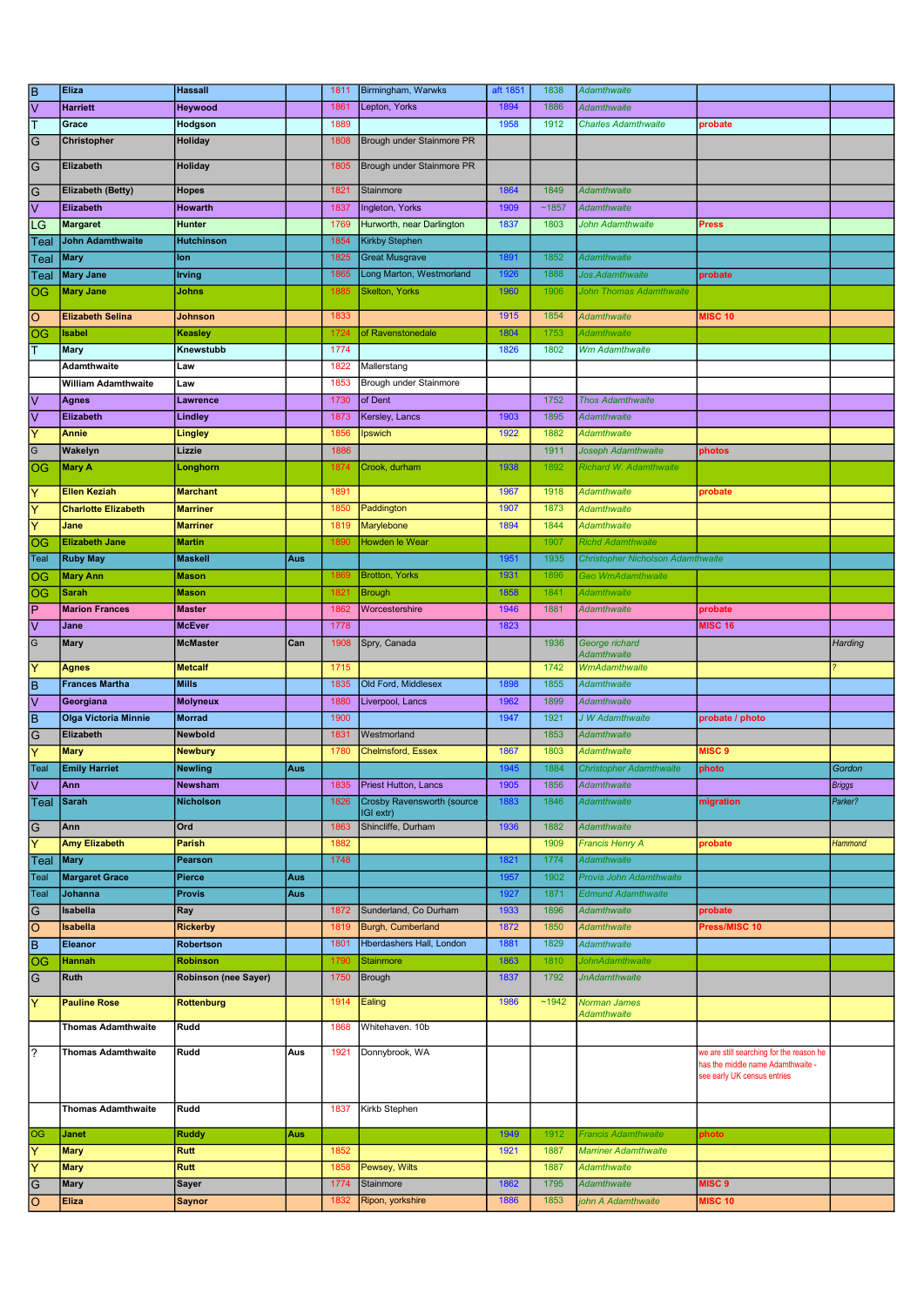| | | | | | | | | | | |
|---|---|---|---|---|---|---|---|---|---|---|
| B | Eliza | Hassall | | 1811 | Birmingham, Warwks | aft 1851 | 1838 | Adamthwaite | | |
| V | Harriett | Heywood | | 1861 | Lepton, Yorks | 1894 | 1886 | Adamthwaite | | |
| T | Grace | Hodgson | | 1889 | | 1958 | 1912 | Charles Adamthwaite | probate | |
| G | Christopher | Holiday | | 1808 | Brough under Stainmore PR | | | | | |
| G | Elizabeth | Holiday | | 1805 | Brough under Stainmore PR | | | | | |
| G | Elizabeth (Betty) | Hopes | | 1821 | Stainmore | 1864 | 1849 | Adamthwaite | | |
| V | Elizabeth | Howarth | | 1837 | Ingleton, Yorks | 1909 | ~1857 | Adamthwaite | | |
| LG | Margaret | Hunter | | 1769 | Hurworth, near Darlington | 1837 | 1803 | John Adamthwaite | Press | |
| Teal | John Adamthwaite | Hutchinson | | 1854 | Kirkby Stephen | | | | | |
| Teal | Mary | Ion | | 1825 | Great Musgrave | 1891 | 1852 | Adamthwaite | | |
| Teal | Mary Jane | Irving | | 1865 | Long Marton, Westmorland | 1926 | 1888 | Jos.Adamthwaite | probate | |
| OG | Mary Jane | Johns | | 1885 | Skelton, Yorks | 1960 | 1906 | John Thomas Adamthwaite | | |
| O | Elizabeth Selina | Johnson | | 1833 | | 1915 | 1854 | Adamthwaite | MISC 10 | |
| OG | Isabel | Keasley | | 1724 | of Ravenstonedale | 1804 | 1753 | Adamthwaite | | |
| T | Mary | Knewstubb | | 1774 | | 1826 | 1802 | Wm Adamthwaite | | |
| | Adamthwaite | Law | | 1822 | Mallerstang | | | | | |
| | William Adamthwaite | Law | | 1853 | Brough under Stainmore | | | | | |
| V | Agnes | Lawrence | | 1730 | of Dent | | 1752 | Thos Adamthwaite | | |
| V | Elizabeth | Lindley | | 1873 | Kersley, Lancs | 1903 | 1895 | Adamthwaite | | |
| Y | Annie | Lingley | | 1856 | Ipswich | 1922 | 1882 | Adamthwaite | | |
| G | Wakelyn | Lizzie | | 1886 | | | 1911 | Joseph Adamthwaite | photos | |
| OG | Mary A | Longhorn | | 1874 | Crook, durham | 1938 | 1892 | Richard W. Adamthwaite | | |
| Y | Ellen Keziah | Marchant | | 1891 | | 1967 | 1918 | Adamthwaite | probate | |
| Y | Charlotte Elizabeth | Marriner | | 1850 | Paddington | 1907 | 1873 | Adamthwaite | | |
| Y | Jane | Marriner | | 1819 | Marylebone | 1894 | 1844 | Adamthwaite | | |
| OG | Elizabeth Jane | Martin | | 1890 | Howden le Wear | | 1907 | Richd Adamthwaite | | |
| Teal | Ruby May | Maskell | Aus | | | 1951 | 1935 | Christopher Nicholson Adamthwaite | | |
| OG | Mary Ann | Mason | | 1869 | Brotton, Yorks | 1931 | 1896 | Geo WmAdamthwaite | | |
| OG | Sarah | Mason | | 1821 | Brough | 1858 | 1841 | Adamthwaite | | |
| P | Marion Frances | Master | | 1862 | Worcestershire | 1946 | 1881 | Adamthwaite | probate | |
| V | Jane | McEver | | 1778 | | 1823 | | | MISC 16 | |
| G | Mary | McMaster | Can | 1908 | Spry, Canada | | 1936 | George richard Adamthwaite | | Harding |
| Y | Agnes | Metcalf | | 1715 | | | 1742 | WmAdamthwaite | | ? |
| B | Frances Martha | Mills | | 1835 | Old Ford, Middlesex | 1898 | 1855 | Adamthwaite | | |
| V | Georgiana | Molyneux | | 1880 | Liverpool, Lancs | 1962 | 1899 | Adamthwaite | | |
| B | Olga Victoria Minnie | Morrad | | 1900 | | 1947 | 1921 | J W Adamthwaite | probate / photo | |
| G | Elizabeth | Newbold | | 1831 | Westmorland | | 1853 | Adamthwaite | | |
| Y | Mary | Newbury | | 1780 | Chelmsford, Essex | 1867 | 1803 | Adamthwaite | MISC 9 | |
| Teal | Emily Harriet | Newling | Aus | | | 1945 | 1884 | Christopher Adamthwaite | photo | Gordon |
| V | Ann | Newsham | | 1835 | Priest Hutton, Lancs | 1905 | 1856 | Adamthwaite | | Briggs |
| Teal | Sarah | Nicholson | | 1826 | Crosby Ravensworth (source IGI extr) | 1883 | 1846 | Adamthwaite | migration | Parker? |
| G | Ann | Ord | | 1863 | Shincliffe, Durham | 1936 | 1882 | Adamthwaite | | |
| Y | Amy Elizabeth | Parish | | 1882 | | | 1909 | Francis Henry A | probate | Hammond |
| Teal | Mary | Pearson | | 1748 | | 1821 | 1774 | Adamthwaite | | |
| Teal | Margaret Grace | Pierce | Aus | | | 1957 | 1902 | Provis John Adamthwaite | | |
| Teal | Johanna | Provis | Aus | | | 1927 | 1871 | Edmund Adamthwaite | | |
| G | Isabella | Ray | | 1872 | Sunderland, Co Durham | 1933 | 1896 | Adamthwaite | probate | |
| O | Isabella | Rickerby | | 1819 | Burgh, Cumberland | 1872 | 1850 | Adamthwaite | Press/MISC 10 | |
| B | Eleanor | Robertson | | 1801 | Hberdashers Hall, London | 1881 | 1829 | Adamthwaite | | |
| OG | Hannah | Robinson | | 1790 | Stainmore | 1863 | 1810 | JohnAdamthwaite | | |
| G | Ruth | Robinson (nee Sayer) | | 1750 | Brough | 1837 | 1792 | JnAdamthwaite | | |
| Y | Pauline Rose | Rottenburg | | 1914 | Ealing | 1986 | ~1942 | Norman James Adamthwaite | | |
| | Thomas Adamthwaite | Rudd | | 1868 | Whitehaven. 10b | | | | | |
| ? | Thomas Adamthwaite | Rudd | Aus | 1921 | Donnybrook, WA | | | | we are still searching for the reason he has the middle name Adamthwaite - see early UK census entries | |
| | Thomas Adamthwaite | Rudd | | 1837 | Kirkb Stephen | | | | | |
| OG | Janet | Ruddy | Aus | | | 1949 | 1912 | Francis Adamthwaite | photo | |
| Y | Mary | Rutt | | 1852 | | 1921 | 1887 | Marriner Adamthwaite | | |
| Y | Mary | Rutt | | 1858 | Pewsey, Wilts | | 1887 | Adamthwaite | | |
| G | Mary | Sayer | | 1774 | Stainmore | 1862 | 1795 | Adamthwaite | MISC 9 | |
| O | Eliza | Saynor | | 1832 | Ripon, yorkshire | 1886 | 1853 | john A Adamthwaite | MISC 10 | |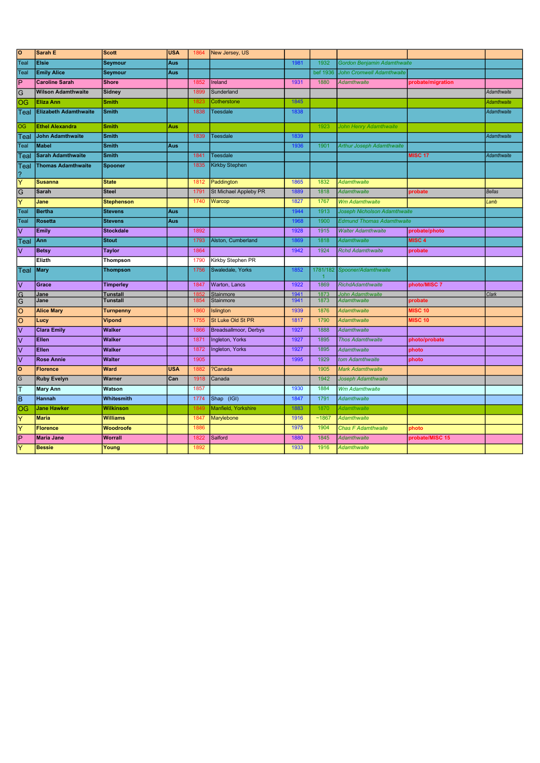| | | | | | | | | | | |
|---|---|---|---|---|---|---|---|---|---|---|
| O | Sarah E | Scott | USA | 1864 | New Jersey, US | | | | | |
| Teal | Elsie | Seymour | Aus | | | 1981 | 1932 | Gordon Benjamin Adamthwaite | | |
| Teal | Emily Alice | Seymour | Aus | | | | bef 1936 | John Cromwell Adamthwaite | | |
| P | Caroline Sarah | Shore | | 1852 | Ireland | 1931 | 1880 | Adamthwaite | probate/migration | |
| G | Wilson Adamthwaite | Sidney | | 1899 | Sunderland | | | | | Adamthwaite |
| OG | Eliza Ann | Smith | | 1823 | Cotherstone | 1845 | | | | Adamthwaite |
| Teal | Elizabeth Adamthwaite | Smith | | 1838 | Teesdale | 1838 | | | | Adamthwaite |
| OG | Ethel Alexandra | Smith | Aus | | | | 1923 | John Henry Adamthwaite | | |
| Teal | John Adamthwaite | Smith | | 1839 | Teesdale | 1839 | | | | Adamthwaite |
| Teal | Mabel | Smith | Aus | | | 1936 | 1901 | Arthur Joseph Adamthwaite | | |
| Teal | Sarah Adamthwaite | Smith | | 1841 | Teesdale | | | | MISC 17 | Adamthwaite |
| Teal ? | Thomas Adamthwaite | Spooner | | 1835 | Kirkby Stephen | | | | | |
| Y | Susanna | State | | 1812 | Paddington | 1865 | 1832 | Adamthwaite | | |
| G | Sarah | Steel | | 1791 | St Michael Appleby PR | 1889 | 1818 | Adamthwaite | probate | Bellas |
| Y | Jane | Stephenson | | 1740 | Warcop | 1827 | 1767 | Wm Adamthwaite | | Lamb |
| Teal | Bertha | Stevens | Aus | | | 1944 | 1913 | Joseph Nicholson Adamthwaite | | |
| Teal | Rosetta | Stevens | Aus | | | 1968 | 1900 | Edmund Thomas Adamthwaite | | |
| V | Emily | Stockdale | | 1892 | | 1928 | 1915 | Walter Adamthwaite | probate/photo | |
| Teal | Ann | Stout | | 1793 | Alston, Cumberland | 1869 | 1818 | Adamthwaite | MISC 4 | |
| V | Betsy | Taylor | | 1864 | | 1942 | 1924 | Rchd Adamthwaite | probate | |
| | Elizth | Thompson | | 1790 | Kirkby Stephen PR | | | | | |
| Teal | Mary | Thompson | | 1756 | Swaledale, Yorks | 1852 | 1781/1821 | Spooner/Adamthwaite | | |
| V | Grace | Timperley | | 1847 | Warton, Lancs | 1922 | 1869 | RichdAdamthwaite | photo/MISC 7 | |
| G | Jane | Tunstall | | 1852 | Stainmore | 1941 | 1873 | John Adamthwaite | | Clark |
| G | Jane | Tunstall | | 1854 | Stainmore | 1941 | 1873 | Adamthwaite | probate | |
| O | Alice Mary | Turnpenny | | 1860 | Islington | 1939 | 1876 | Adamthwaite | MISC 10 | |
| O | Lucy | Vipond | | 1755 | St Luke Old St PR | 1817 | 1790 | Adamthwaite | MISC 10 | |
| V | Clara Emily | Walker | | 1866 | Breadsallmoor, Derbys | 1927 | 1888 | Adamthwaite | | |
| V | Ellen | Walker | | 1871 | Ingleton, Yorks | 1927 | 1895 | Thos Adamthwaite | photo/probate | |
| V | Ellen | Walker | | 1872 | Ingleton, Yorks | 1927 | 1895 | Adamthwaite | photo | |
| V | Rose Annie | Walter | | 1905 | | 1995 | 1929 | tom Adamthwaite | photo | |
| O | Florence | Ward | USA | 1882 | ?Canada | | 1905 | Mark Adamthwaite | | |
| G | Ruby Evelyn | Warner | Can | 1918 | Canada | | 1942 | Joseph Adamthwaite | | |
| T | Mary Ann | Watson | | 1857 | | 1930 | 1884 | Wm Adamthwaite | | |
| B | Hannah | Whitesmith | | 1774 | Shap (IGI) | 1847 | 1791 | Adamthwaite | | |
| OG | Jane Hawker | Wilkinson | | 1849 | Manfield, Yorkshire | 1883 | 1870 | Adamthwaite | | |
| Y | Maria | Williams | | 1847 | Marylebone | 1916 | ~1867 | Adamthwaite | | |
| Y | Florence | Woodroofe | | 1886 | | 1975 | 1904 | Chas F Adamthwaite | photo | |
| P | Maria Jane | Worrall | | 1822 | Salford | 1880 | 1845 | Adamthwaite | probate/MISC 15 | |
| Y | Bessie | Young | | 1892 | | 1933 | 1916 | Adamthwaite | | |